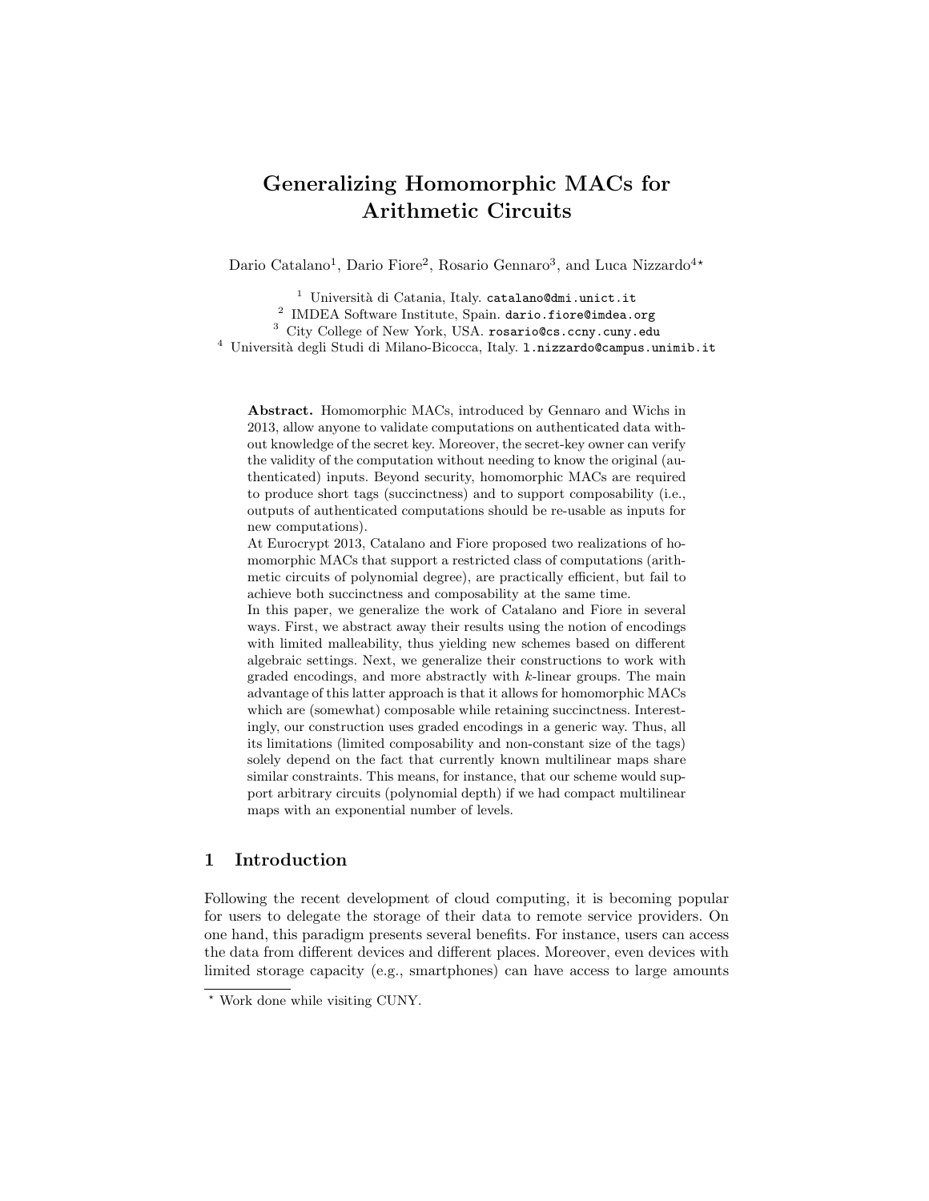# Generalizing Homomorphic MACs for Arithmetic Circuits

Dario Catalano[1], Dario Fiore[2], Rosario Gennaro[3], and Luca Nizzardo[4]*

[1] Università di Catania, Italy. catalano@dmi.unict.it
[2] IMDEA Software Institute, Spain. dario.fiore@imdea.org
[3] City College of New York, USA. rosario@cs.ccny.cuny.edu
[4] Università degli Studi di Milano-Bicocca, Italy. l.nizzardo@campus.unimib.it

**Abstract.** Homomorphic MACs, introduced by Gennaro and Wichs in 2013, allow anyone to validate computations on authenticated data without knowledge of the secret key. Moreover, the secret-key owner can verify the validity of the computation without needing to know the original (authenticated) inputs. Beyond security, homomorphic MACs are required to produce short tags (succinctness) and to support composability (i.e., outputs of authenticated computations should be re-usable as inputs for new computations).

At Eurocrypt 2013, Catalano and Fiore proposed two realizations of homomorphic MACs that support a restricted class of computations (arithmetic circuits of polynomial degree), are practically efficient, but fail to achieve both succinctness and composability at the same time.

In this paper, we generalize the work of Catalano and Fiore in several ways. First, we abstract away their results using the notion of encodings with limited malleability, thus yielding new schemes based on different algebraic settings. Next, we generalize their constructions to work with graded encodings, and more abstractly with $k$-linear groups. The main advantage of this latter approach is that it allows for homomorphic MACs which are (somewhat) composable while retaining succinctness. Interestingly, our construction uses graded encodings in a generic way. Thus, all its limitations (limited composability and non-constant size of the tags) solely depend on the fact that currently known multilinear maps share similar constraints. This means, for instance, that our scheme would support arbitrary circuits (polynomial depth) if we had compact multilinear maps with an exponential number of levels.

## 1 Introduction

Following the recent development of cloud computing, it is becoming popular for users to delegate the storage of their data to remote service providers. On one hand, this paradigm presents several benefits. For instance, users can access the data from different devices and different places. Moreover, even devices with limited storage capacity (e.g., smartphones) can have access to large amounts

* Work done while visiting CUNY.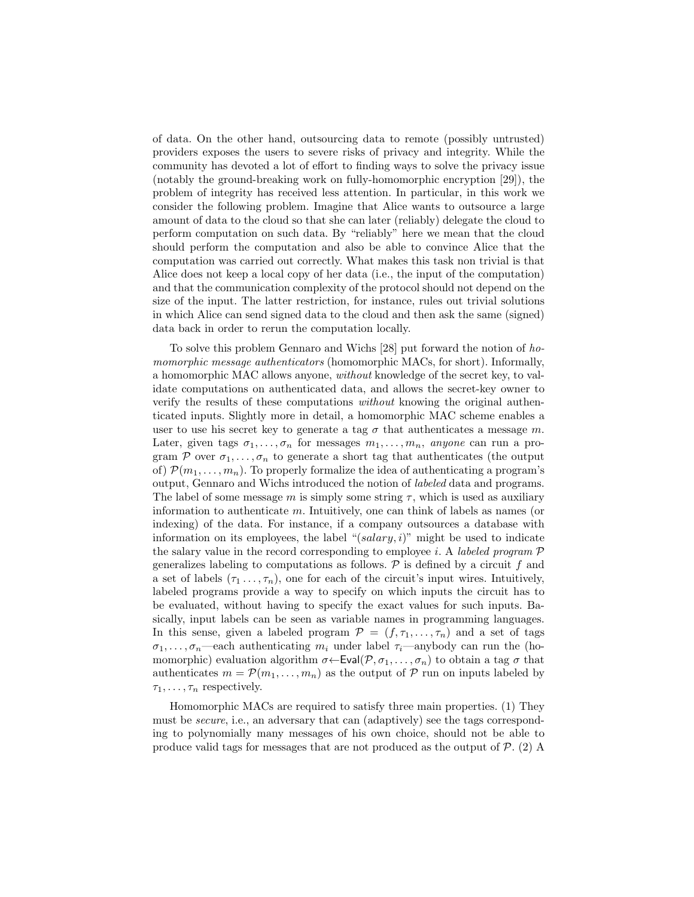of data. On the other hand, outsourcing data to remote (possibly untrusted) providers exposes the users to severe risks of privacy and integrity. While the community has devoted a lot of effort to finding ways to solve the privacy issue (notably the ground-breaking work on fully-homomorphic encryption [29]), the problem of integrity has received less attention. In particular, in this work we consider the following problem. Imagine that Alice wants to outsource a large amount of data to the cloud so that she can later (reliably) delegate the cloud to perform computation on such data. By "reliably" here we mean that the cloud should perform the computation and also be able to convince Alice that the computation was carried out correctly. What makes this task non trivial is that Alice does not keep a local copy of her data (i.e., the input of the computation) and that the communication complexity of the protocol should not depend on the size of the input. The latter restriction, for instance, rules out trivial solutions in which Alice can send signed data to the cloud and then ask the same (signed) data back in order to rerun the computation locally.

To solve this problem Gennaro and Wichs [28] put forward the notion of *homomorphic message authenticators* (homomorphic MACs, for short). Informally, a homomorphic MAC allows anyone, *without* knowledge of the secret key, to validate computations on authenticated data, and allows the secret-key owner to verify the results of these computations *without* knowing the original authenticated inputs. Slightly more in detail, a homomorphic MAC scheme enables a user to use his secret key to generate a tag $\sigma$ that authenticates a message $m$. Later, given tags $\sigma_1, \ldots, \sigma_n$ for messages $m_1, \ldots, m_n$, *anyone* can run a program $\mathcal{P}$ over $\sigma_1, \ldots, \sigma_n$ to generate a short tag that authenticates (the output of) $\mathcal{P}(m_1, \ldots, m_n)$. To properly formalize the idea of authenticating a program's output, Gennaro and Wichs introduced the notion of *labeled* data and programs. The label of some message $m$ is simply some string $\tau$, which is used as auxiliary information to authenticate $m$. Intuitively, one can think of labels as names (or indexing) of the data. For instance, if a company outsources a database with information on its employees, the label "$(salary, i)$" might be used to indicate the salary value in the record corresponding to employee $i$. A *labeled program* $\mathcal{P}$ generalizes labeling to computations as follows. $\mathcal{P}$ is defined by a circuit $f$ and a set of labels $(\tau_1 \ldots, \tau_n)$, one for each of the circuit's input wires. Intuitively, labeled programs provide a way to specify on which inputs the circuit has to be evaluated, without having to specify the exact values for such inputs. Basically, input labels can be seen as variable names in programming languages. In this sense, given a labeled program $\mathcal{P} = (f, \tau_1, \ldots, \tau_n)$ and a set of tags $\sigma_1, \ldots, \sigma_n$—each authenticating $m_i$ under label $\tau_i$—anybody can run the (homomorphic) evaluation algorithm $\sigma \leftarrow \mathsf{Eval}(\mathcal{P}, \sigma_1, \ldots, \sigma_n)$ to obtain a tag $\sigma$ that authenticates $m = \mathcal{P}(m_1, \ldots, m_n)$ as the output of $\mathcal{P}$ run on inputs labeled by $\tau_1, \ldots, \tau_n$ respectively.

Homomorphic MACs are required to satisfy three main properties. (1) They must be *secure*, i.e., an adversary that can (adaptively) see the tags corresponding to polynomially many messages of his own choice, should not be able to produce valid tags for messages that are not produced as the output of $\mathcal{P}$. (2) A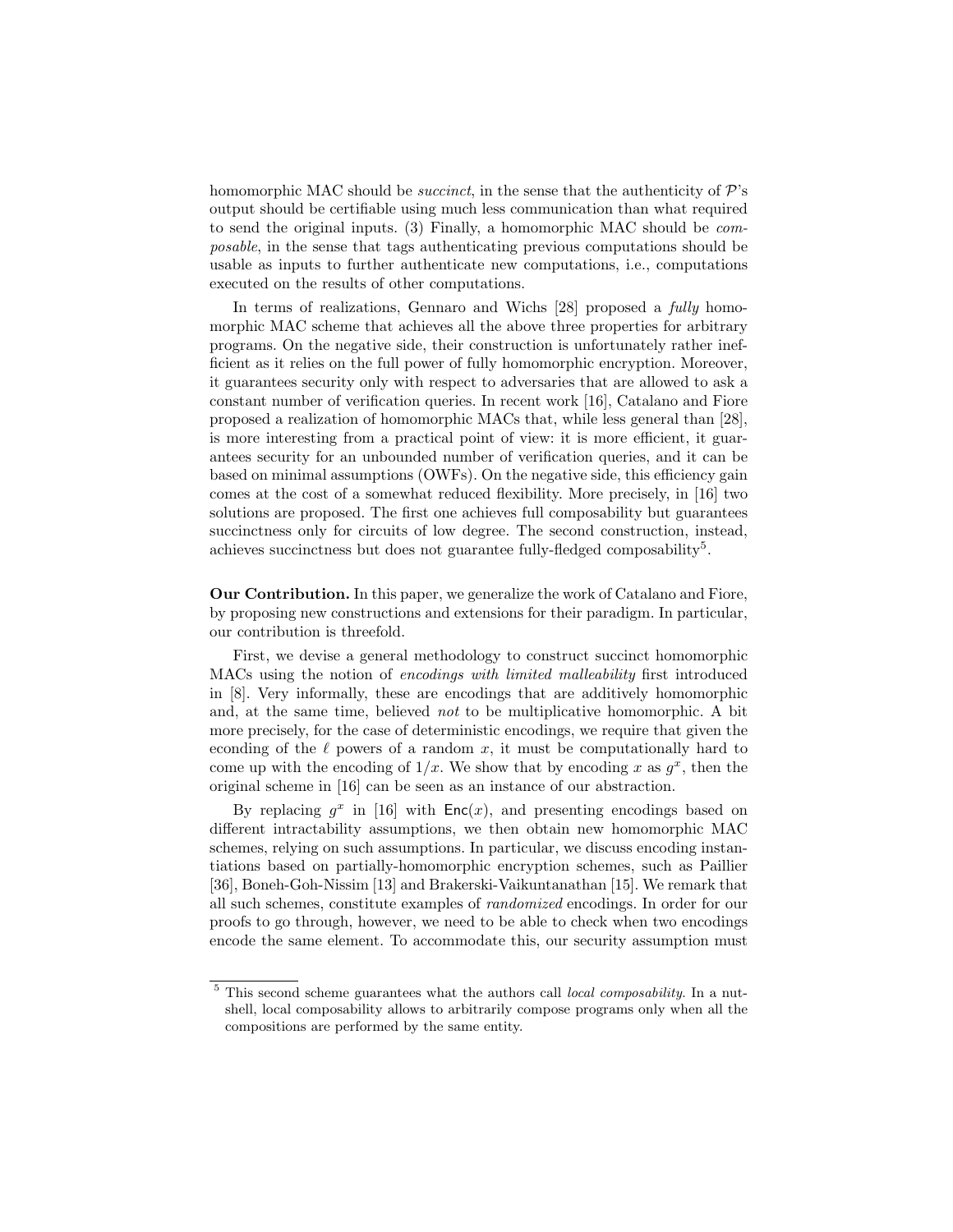homomorphic MAC should be *succinct*, in the sense that the authenticity of $\mathcal{P}$'s output should be certifiable using much less communication than what required to send the original inputs. (3) Finally, a homomorphic MAC should be *composable*, in the sense that tags authenticating previous computations should be usable as inputs to further authenticate new computations, i.e., computations executed on the results of other computations.

In terms of realizations, Gennaro and Wichs [28] proposed a *fully* homomorphic MAC scheme that achieves all the above three properties for arbitrary programs. On the negative side, their construction is unfortunately rather inefficient as it relies on the full power of fully homomorphic encryption. Moreover, it guarantees security only with respect to adversaries that are allowed to ask a constant number of verification queries. In recent work [16], Catalano and Fiore proposed a realization of homomorphic MACs that, while less general than [28], is more interesting from a practical point of view: it is more efficient, it guarantees security for an unbounded number of verification queries, and it can be based on minimal assumptions (OWFs). On the negative side, this efficiency gain comes at the cost of a somewhat reduced flexibility. More precisely, in [16] two solutions are proposed. The first one achieves full composability but guarantees succinctness only for circuits of low degree. The second construction, instead, achieves succinctness but does not guarantee fully-fledged composability[5].

**Our Contribution.** In this paper, we generalize the work of Catalano and Fiore, by proposing new constructions and extensions for their paradigm. In particular, our contribution is threefold.

First, we devise a general methodology to construct succinct homomorphic MACs using the notion of *encodings with limited malleability* first introduced in [8]. Very informally, these are encodings that are additively homomorphic and, at the same time, believed *not* to be multiplicative homomorphic. A bit more precisely, for the case of deterministic encodings, we require that given the econding of the $\ell$ powers of a random $x$, it must be computationally hard to come up with the encoding of $1/x$. We show that by encoding $x$ as $g^x$, then the original scheme in [16] can be seen as an instance of our abstraction.

By replacing $g^x$ in [16] with $\mathsf{Enc}(x)$, and presenting encodings based on different intractability assumptions, we then obtain new homomorphic MAC schemes, relying on such assumptions. In particular, we discuss encoding instantiations based on partially-homomorphic encryption schemes, such as Paillier [36], Boneh-Goh-Nissim [13] and Brakerski-Vaikuntanathan [15]. We remark that all such schemes, constitute examples of *randomized* encodings. In order for our proofs to go through, however, we need to be able to check when two encodings encode the same element. To accommodate this, our security assumption must

[5] This second scheme guarantees what the authors call *local composability*. In a nutshell, local composability allows to arbitrarily compose programs only when all the compositions are performed by the same entity.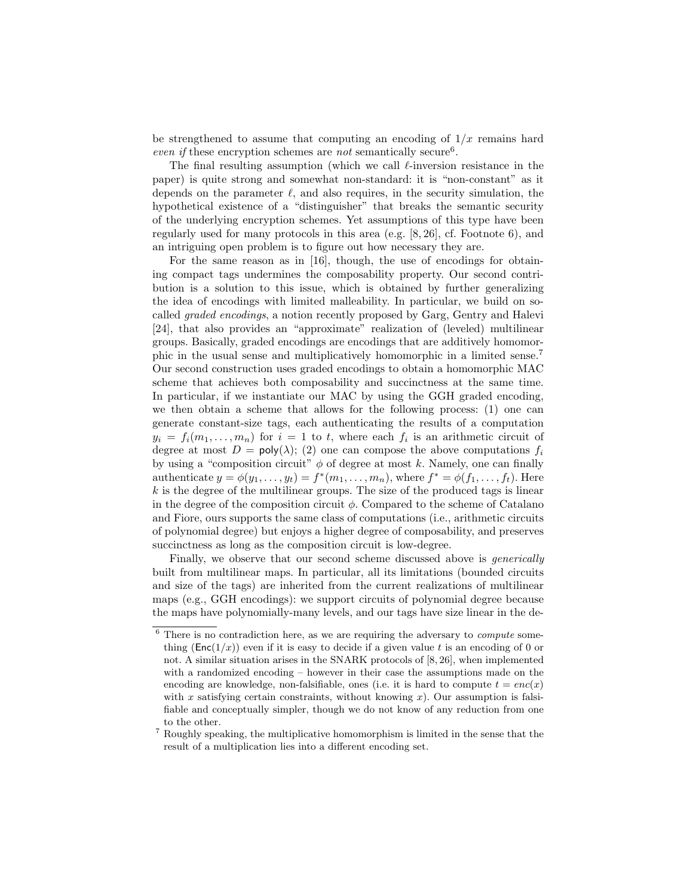be strengthened to assume that computing an encoding of $1/x$ remains hard *even if* these encryption schemes are *not* semantically secure[6].

The final resulting assumption (which we call $\ell$-inversion resistance in the paper) is quite strong and somewhat non-standard: it is "non-constant" as it depends on the parameter $\ell$, and also requires, in the security simulation, the hypothetical existence of a "distinguisher" that breaks the semantic security of the underlying encryption schemes. Yet assumptions of this type have been regularly used for many protocols in this area (e.g. [8, 26], cf. Footnote 6), and an intriguing open problem is to figure out how necessary they are.

For the same reason as in [16], though, the use of encodings for obtaining compact tags undermines the composability property. Our second contribution is a solution to this issue, which is obtained by further generalizing the idea of encodings with limited malleability. In particular, we build on so-called *graded encodings*, a notion recently proposed by Garg, Gentry and Halevi [24], that also provides an "approximate" realization of (leveled) multilinear groups. Basically, graded encodings are encodings that are additively homomorphic in the usual sense and multiplicatively homomorphic in a limited sense.[7] Our second construction uses graded encodings to obtain a homomorphic MAC scheme that achieves both composability and succinctness at the same time. In particular, if we instantiate our MAC by using the GGH graded encoding, we then obtain a scheme that allows for the following process: (1) one can generate constant-size tags, each authenticating the results of a computation $y_i = f_i(m_1, \ldots, m_n)$ for $i = 1$ to $t$, where each $f_i$ is an arithmetic circuit of degree at most $D = \mathsf{poly}(\lambda)$; (2) one can compose the above computations $f_i$ by using a "composition circuit" $\phi$ of degree at most $k$. Namely, one can finally authenticate $y = \phi(y_1, \ldots, y_t) = f^*(m_1, \ldots, m_n)$, where $f^* = \phi(f_1, \ldots, f_t)$. Here $k$ is the degree of the multilinear groups. The size of the produced tags is linear in the degree of the composition circuit $\phi$. Compared to the scheme of Catalano and Fiore, ours supports the same class of computations (i.e., arithmetic circuits of polynomial degree) but enjoys a higher degree of composability, and preserves succinctness as long as the composition circuit is low-degree.

Finally, we observe that our second scheme discussed above is *generically* built from multilinear maps. In particular, all its limitations (bounded circuits and size of the tags) are inherited from the current realizations of multilinear maps (e.g., GGH encodings): we support circuits of polynomial degree because the maps have polynomially-many levels, and our tags have size linear in the de-

---

[6] There is no contradiction here, as we are requiring the adversary to *compute* something ($\mathsf{Enc}(1/x)$) even if it is easy to decide if a given value $t$ is an encoding of 0 or not. A similar situation arises in the SNARK protocols of [8, 26], when implemented with a randomized encoding – however in their case the assumptions made on the encoding are knowledge, non-falsifiable, ones (i.e. it is hard to compute $t = enc(x)$ with $x$ satisfying certain constraints, without knowing $x$). Our assumption is falsifiable and conceptually simpler, though we do not know of any reduction from one to the other.

[7] Roughly speaking, the multiplicative homomorphism is limited in the sense that the result of a multiplication lies into a different encoding set.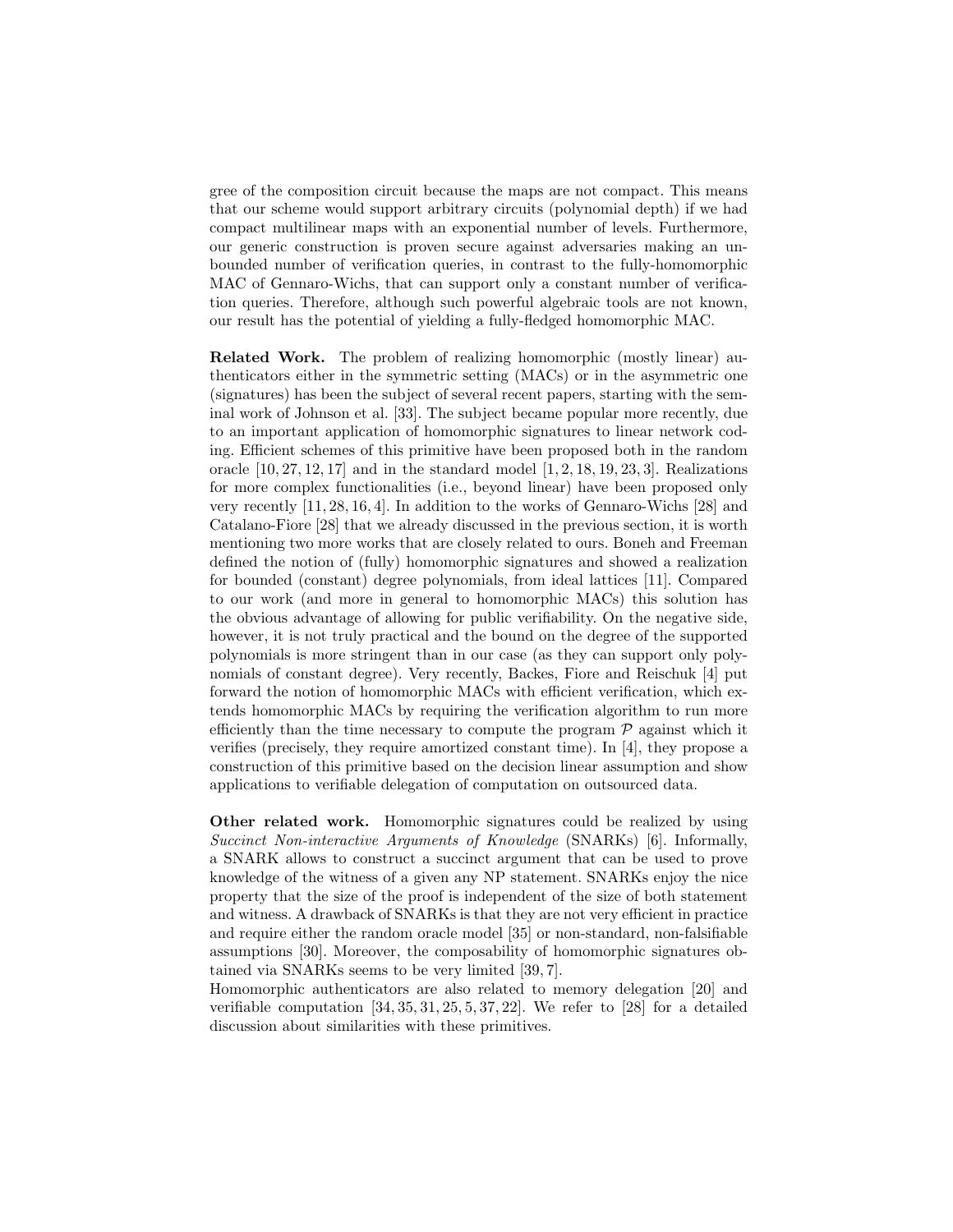gree of the composition circuit because the maps are not compact. This means that our scheme would support arbitrary circuits (polynomial depth) if we had compact multilinear maps with an exponential number of levels. Furthermore, our generic construction is proven secure against adversaries making an unbounded number of verification queries, in contrast to the fully-homomorphic MAC of Gennaro-Wichs, that can support only a constant number of verification queries. Therefore, although such powerful algebraic tools are not known, our result has the potential of yielding a fully-fledged homomorphic MAC.

**Related Work.** The problem of realizing homomorphic (mostly linear) authenticators either in the symmetric setting (MACs) or in the asymmetric one (signatures) has been the subject of several recent papers, starting with the seminal work of Johnson et al. [33]. The subject became popular more recently, due to an important application of homomorphic signatures to linear network coding. Efficient schemes of this primitive have been proposed both in the random oracle [10, 27, 12, 17] and in the standard model [1, 2, 18, 19, 23, 3]. Realizations for more complex functionalities (i.e., beyond linear) have been proposed only very recently [11, 28, 16, 4]. In addition to the works of Gennaro-Wichs [28] and Catalano-Fiore [28] that we already discussed in the previous section, it is worth mentioning two more works that are closely related to ours. Boneh and Freeman defined the notion of (fully) homomorphic signatures and showed a realization for bounded (constant) degree polynomials, from ideal lattices [11]. Compared to our work (and more in general to homomorphic MACs) this solution has the obvious advantage of allowing for public verifiability. On the negative side, however, it is not truly practical and the bound on the degree of the supported polynomials is more stringent than in our case (as they can support only polynomials of constant degree). Very recently, Backes, Fiore and Reischuk [4] put forward the notion of homomorphic MACs with efficient verification, which extends homomorphic MACs by requiring the verification algorithm to run more efficiently than the time necessary to compute the program $\mathcal{P}$ against which it verifies (precisely, they require amortized constant time). In [4], they propose a construction of this primitive based on the decision linear assumption and show applications to verifiable delegation of computation on outsourced data.

**Other related work.** Homomorphic signatures could be realized by using *Succinct Non-interactive Arguments of Knowledge* (SNARKs) [6]. Informally, a SNARK allows to construct a succinct argument that can be used to prove knowledge of the witness of a given any NP statement. SNARKs enjoy the nice property that the size of the proof is independent of the size of both statement and witness. A drawback of SNARKs is that they are not very efficient in practice and require either the random oracle model [35] or non-standard, non-falsifiable assumptions [30]. Moreover, the composability of homomorphic signatures obtained via SNARKs seems to be very limited [39, 7].
Homomorphic authenticators are also related to memory delegation [20] and verifiable computation [34, 35, 31, 25, 5, 37, 22]. We refer to [28] for a detailed discussion about similarities with these primitives.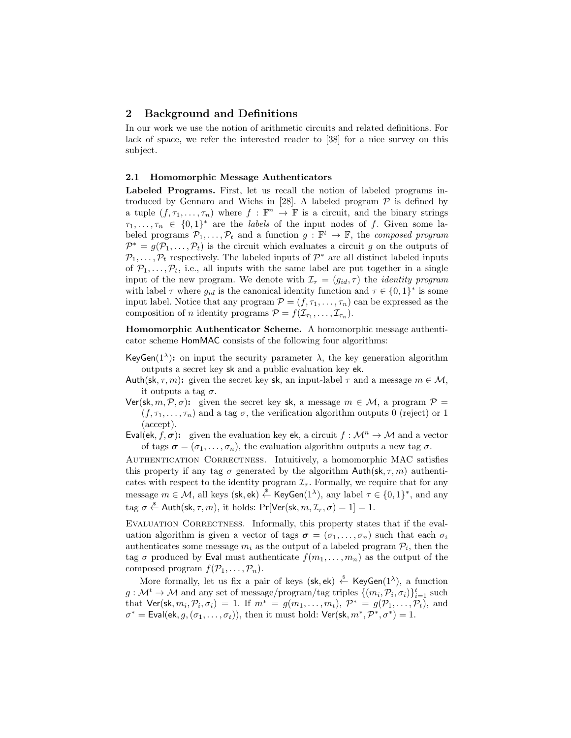## 2 Background and Definitions

In our work we use the notion of arithmetic circuits and related definitions. For lack of space, we refer the interested reader to [38] for a nice survey on this subject.

### 2.1 Homomorphic Message Authenticators

**Labeled Programs.** First, let us recall the notion of labeled programs introduced by Gennaro and Wichs in [28]. A labeled program $\mathcal{P}$ is defined by a tuple $(f, \tau_1, \ldots, \tau_n)$ where $f : \mathbb{F}^n \to \mathbb{F}$ is a circuit, and the binary strings $\tau_1, \ldots, \tau_n \in \{0,1\}^*$ are the *labels* of the input nodes of $f$. Given some labeled programs $\mathcal{P}_1, \ldots, \mathcal{P}_t$ and a function $g : \mathbb{F}^t \to \mathbb{F}$, the *composed program* $\mathcal{P}^* = g(\mathcal{P}_1, \ldots, \mathcal{P}_t)$ is the circuit which evaluates a circuit $g$ on the outputs of $\mathcal{P}_1, \ldots, \mathcal{P}_t$ respectively. The labeled inputs of $\mathcal{P}^*$ are all distinct labeled inputs of $\mathcal{P}_1, \ldots, \mathcal{P}_t$, i.e., all inputs with the same label are put together in a single input of the new program. We denote with $\mathcal{I}_\tau = (g_{id}, \tau)$ the *identity program* with label $\tau$ where $g_{id}$ is the canonical identity function and $\tau \in \{0,1\}^*$ is some input label. Notice that any program $\mathcal{P} = (f, \tau_1, \ldots, \tau_n)$ can be expressed as the composition of $n$ identity programs $\mathcal{P} = f(\mathcal{I}_{\tau_1}, \ldots, \mathcal{I}_{\tau_n})$.

**Homomorphic Authenticator Scheme.** A homomorphic message authenticator scheme $\mathsf{HomMAC}$ consists of the following four algorithms:

- $\mathsf{KeyGen}(1^\lambda)$**:** on input the security parameter $\lambda$, the key generation algorithm outputs a secret key $\mathsf{sk}$ and a public evaluation key $\mathsf{ek}$.
- $\mathsf{Auth}(\mathsf{sk}, \tau, m)$**:** given the secret key $\mathsf{sk}$, an input-label $\tau$ and a message $m \in \mathcal{M}$, it outputs a tag $\sigma$.
- $\mathsf{Ver}(\mathsf{sk}, m, \mathcal{P}, \sigma)$**:** given the secret key $\mathsf{sk}$, a message $m \in \mathcal{M}$, a program $\mathcal{P} = (f, \tau_1, \ldots, \tau_n)$ and a tag $\sigma$, the verification algorithm outputs 0 (reject) or 1 (accept).
- $\mathsf{Eval}(\mathsf{ek}, f, \boldsymbol{\sigma})$**:** given the evaluation key $\mathsf{ek}$, a circuit $f : \mathcal{M}^n \to \mathcal{M}$ and a vector of tags $\boldsymbol{\sigma} = (\sigma_1, \ldots, \sigma_n)$, the evaluation algorithm outputs a new tag $\sigma$.

Authentication Correctness. Intuitively, a homomorphic MAC satisfies this property if any tag $\sigma$ generated by the algorithm $\mathsf{Auth}(\mathsf{sk}, \tau, m)$ authenticates with respect to the identity program $\mathcal{I}_\tau$. Formally, we require that for any message $m \in \mathcal{M}$, all keys $(\mathsf{sk}, \mathsf{ek}) \xleftarrow{\$} \mathsf{KeyGen}(1^\lambda)$, any label $\tau \in \{0,1\}^*$, and any tag $\sigma \xleftarrow{\$} \mathsf{Auth}(\mathsf{sk}, \tau, m)$, it holds: $\Pr[\mathsf{Ver}(\mathsf{sk}, m, \mathcal{I}_\tau, \sigma) = 1] = 1$.

Evaluation Correctness. Informally, this property states that if the evaluation algorithm is given a vector of tags $\boldsymbol{\sigma} = (\sigma_1, \ldots, \sigma_n)$ such that each $\sigma_i$ authenticates some message $m_i$ as the output of a labeled program $\mathcal{P}_i$, then the tag $\sigma$ produced by $\mathsf{Eval}$ must authenticate $f(m_1, \ldots, m_n)$ as the output of the composed program $f(\mathcal{P}_1, \ldots, \mathcal{P}_n)$.

More formally, let us fix a pair of keys $(\mathsf{sk}, \mathsf{ek}) \xleftarrow{\$} \mathsf{KeyGen}(1^\lambda)$, a function $g : \mathcal{M}^t \to \mathcal{M}$ and any set of message/program/tag triples $\{(m_i, \mathcal{P}_i, \sigma_i)\}_{i=1}^t$ such that $\mathsf{Ver}(\mathsf{sk}, m_i, \mathcal{P}_i, \sigma_i) = 1$. If $m^* = g(m_1, \ldots, m_t)$, $\mathcal{P}^* = g(\mathcal{P}_1, \ldots, \mathcal{P}_t)$, and $\sigma^* = \mathsf{Eval}(\mathsf{ek}, g, (\sigma_1, \ldots, \sigma_t))$, then it must hold: $\mathsf{Ver}(\mathsf{sk}, m^*, \mathcal{P}^*, \sigma^*) = 1$.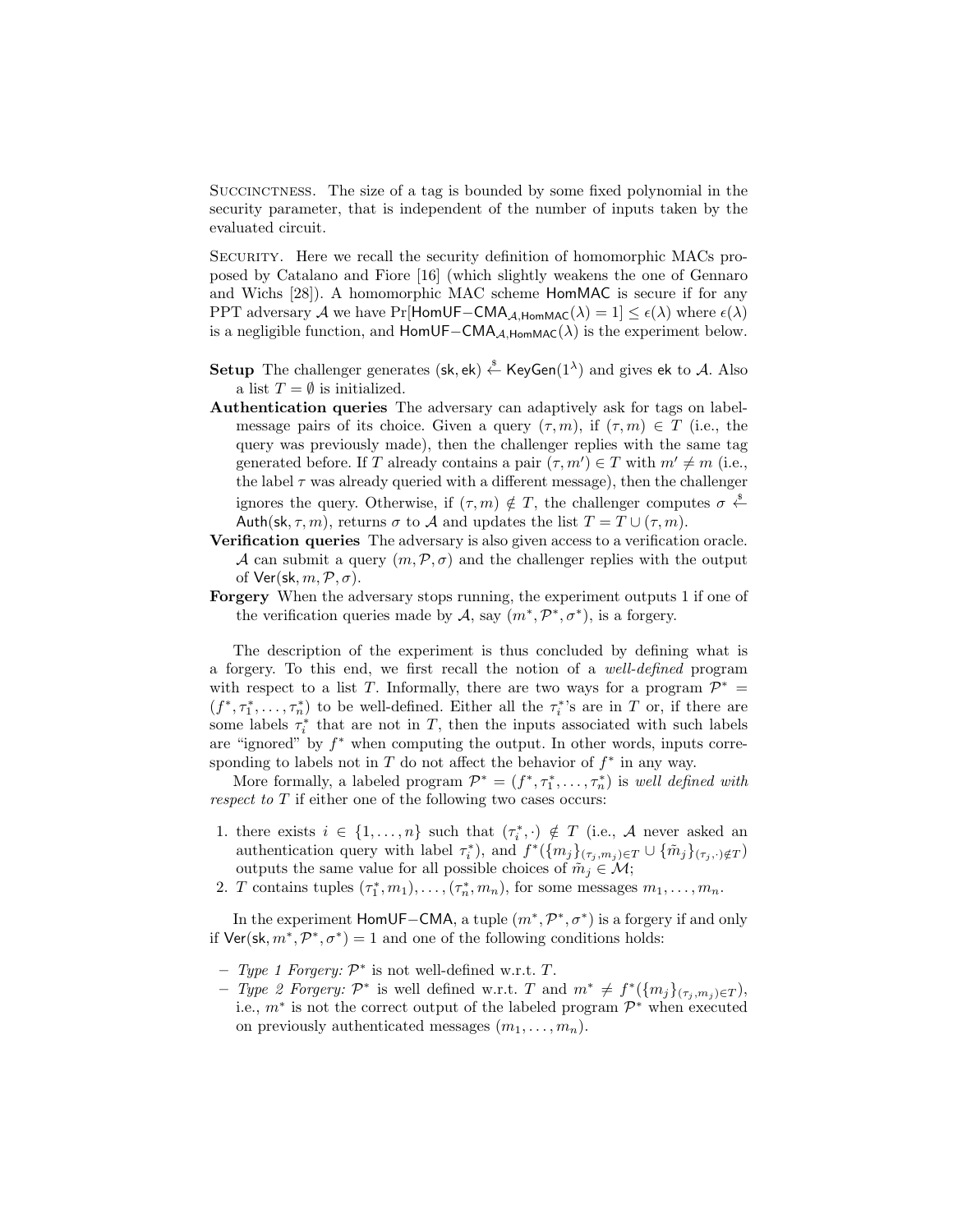Succinctness. The size of a tag is bounded by some fixed polynomial in the security parameter, that is independent of the number of inputs taken by the evaluated circuit.

Security. Here we recall the security definition of homomorphic MACs proposed by Catalano and Fiore [16] (which slightly weakens the one of Gennaro and Wichs [28]). A homomorphic MAC scheme $\mathsf{HomMAC}$ is secure if for any PPT adversary $\mathcal{A}$ we have $\Pr[\mathsf{HomUF\text{-}CMA}_{\mathcal{A},\mathsf{HomMAC}}(\lambda) = 1] \leq \epsilon(\lambda)$ where $\epsilon(\lambda)$ is a negligible function, and $\mathsf{HomUF\text{-}CMA}_{\mathcal{A},\mathsf{HomMAC}}(\lambda)$ is the experiment below.

**Setup** The challenger generates $(\mathsf{sk}, \mathsf{ek}) \xleftarrow{\$} \mathsf{KeyGen}(1^\lambda)$ and gives $\mathsf{ek}$ to $\mathcal{A}$. Also a list $T = \emptyset$ is initialized.

**Authentication queries** The adversary can adaptively ask for tags on label-message pairs of its choice. Given a query $(\tau, m)$, if $(\tau, m) \in T$ (i.e., the query was previously made), then the challenger replies with the same tag generated before. If $T$ already contains a pair $(\tau, m') \in T$ with $m' \neq m$ (i.e., the label $\tau$ was already queried with a different message), then the challenger ignores the query. Otherwise, if $(\tau, m) \notin T$, the challenger computes $\sigma \xleftarrow{\$} \mathsf{Auth}(\mathsf{sk}, \tau, m)$, returns $\sigma$ to $\mathcal{A}$ and updates the list $T = T \cup (\tau, m)$.

**Verification queries** The adversary is also given access to a verification oracle. $\mathcal{A}$ can submit a query $(m, \mathcal{P}, \sigma)$ and the challenger replies with the output of $\mathsf{Ver}(\mathsf{sk}, m, \mathcal{P}, \sigma)$.

**Forgery** When the adversary stops running, the experiment outputs 1 if one of the verification queries made by $\mathcal{A}$, say $(m^*, \mathcal{P}^*, \sigma^*)$, is a forgery.

The description of the experiment is thus concluded by defining what is a forgery. To this end, we first recall the notion of a *well-defined* program with respect to a list $T$. Informally, there are two ways for a program $\mathcal{P}^* = (f^*, \tau_1^*, \ldots, \tau_n^*)$ to be well-defined. Either all the $\tau_i^*$'s are in $T$ or, if there are some labels $\tau_i^*$ that are not in $T$, then the inputs associated with such labels are "ignored" by $f^*$ when computing the output. In other words, inputs corresponding to labels not in $T$ do not affect the behavior of $f^*$ in any way.

More formally, a labeled program $\mathcal{P}^* = (f^*, \tau_1^*, \ldots, \tau_n^*)$ is *well defined with respect to* $T$ if either one of the following two cases occurs:

1. there exists $i \in \{1, \ldots, n\}$ such that $(\tau_i^*, \cdot) \notin T$ (i.e., $\mathcal{A}$ never asked an authentication query with label $\tau_i^*$), and $f^*(\{m_j\}_{(\tau_j, m_j) \in T} \cup \{\tilde{m}_j\}_{(\tau_j, \cdot) \notin T})$ outputs the same value for all possible choices of $\tilde{m}_j \in \mathcal{M}$;
2. $T$ contains tuples $(\tau_1^*, m_1), \ldots, (\tau_n^*, m_n)$, for some messages $m_1, \ldots, m_n$.

In the experiment $\mathsf{HomUF\text{-}CMA}$, a tuple $(m^*, \mathcal{P}^*, \sigma^*)$ is a forgery if and only if $\mathsf{Ver}(\mathsf{sk}, m^*, \mathcal{P}^*, \sigma^*) = 1$ and one of the following conditions holds:

- *Type 1 Forgery:* $\mathcal{P}^*$ is not well-defined w.r.t. $T$.
- *Type 2 Forgery:* $\mathcal{P}^*$ is well defined w.r.t. $T$ and $m^* \neq f^*(\{m_j\}_{(\tau_j, m_j) \in T})$, i.e., $m^*$ is not the correct output of the labeled program $\mathcal{P}^*$ when executed on previously authenticated messages $(m_1, \ldots, m_n)$.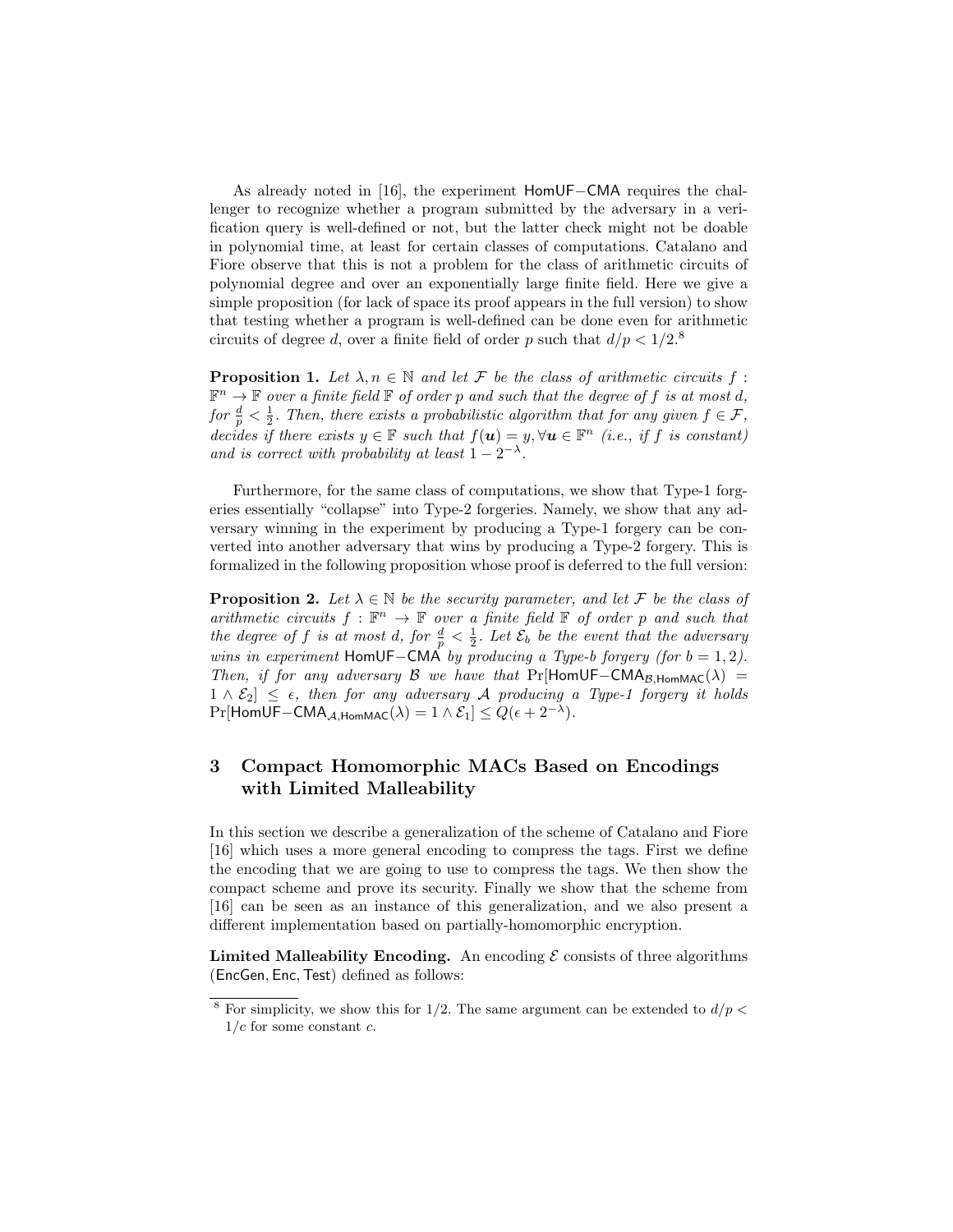As already noted in [16], the experiment HomUF−CMA requires the challenger to recognize whether a program submitted by the adversary in a verification query is well-defined or not, but the latter check might not be doable in polynomial time, at least for certain classes of computations. Catalano and Fiore observe that this is not a problem for the class of arithmetic circuits of polynomial degree and over an exponentially large finite field. Here we give a simple proposition (for lack of space its proof appears in the full version) to show that testing whether a program is well-defined can be done even for arithmetic circuits of degree $d$, over a finite field of order $p$ such that $d/p < 1/2$.[8]

**Proposition 1.** *Let $\lambda, n \in \mathbb{N}$ and let $\mathcal{F}$ be the class of arithmetic circuits $f : \mathbb{F}^n \to \mathbb{F}$ over a finite field $\mathbb{F}$ of order $p$ and such that the degree of $f$ is at most $d$, for $\frac{d}{p} < \frac{1}{2}$. Then, there exists a probabilistic algorithm that for any given $f \in \mathcal{F}$, decides if there exists $y \in \mathbb{F}$ such that $f(\boldsymbol{u}) = y, \forall \boldsymbol{u} \in \mathbb{F}^n$ (i.e., if $f$ is constant) and is correct with probability at least $1 - 2^{-\lambda}$.*

Furthermore, for the same class of computations, we show that Type-1 forgeries essentially "collapse" into Type-2 forgeries. Namely, we show that any adversary winning in the experiment by producing a Type-1 forgery can be converted into another adversary that wins by producing a Type-2 forgery. This is formalized in the following proposition whose proof is deferred to the full version:

**Proposition 2.** *Let $\lambda \in \mathbb{N}$ be the security parameter, and let $\mathcal{F}$ be the class of arithmetic circuits $f : \mathbb{F}^n \to \mathbb{F}$ over a finite field $\mathbb{F}$ of order $p$ and such that the degree of $f$ is at most $d$, for $\frac{d}{p} < \frac{1}{2}$. Let $\mathcal{E}_b$ be the event that the adversary wins in experiment HomUF−CMA by producing a Type-b forgery (for $b = 1, 2$). Then, if for any adversary $\mathcal{B}$ we have that $\Pr[\mathsf{HomUF{-}CMA}_{\mathcal{B},\mathsf{HomMAC}}(\lambda) = 1 \wedge \mathcal{E}_2] \leq \epsilon$, then for any adversary $\mathcal{A}$ producing a Type-1 forgery it holds $\Pr[\mathsf{HomUF{-}CMA}_{\mathcal{A},\mathsf{HomMAC}}(\lambda) = 1 \wedge \mathcal{E}_1] \leq Q(\epsilon + 2^{-\lambda})$.*

## 3 Compact Homomorphic MACs Based on Encodings with Limited Malleability

In this section we describe a generalization of the scheme of Catalano and Fiore [16] which uses a more general encoding to compress the tags. First we define the encoding that we are going to use to compress the tags. We then show the compact scheme and prove its security. Finally we show that the scheme from [16] can be seen as an instance of this generalization, and we also present a different implementation based on partially-homomorphic encryption.

**Limited Malleability Encoding.** An encoding $\mathcal{E}$ consists of three algorithms (EncGen, Enc, Test) defined as follows:

[8] For simplicity, we show this for 1/2. The same argument can be extended to $d/p < 1/c$ for some constant $c$.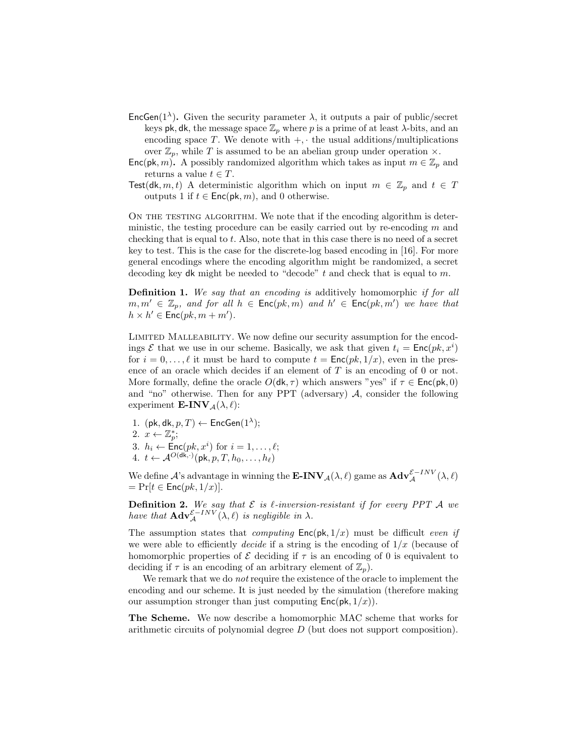- $\mathsf{EncGen}(1^\lambda)$**.** Given the security parameter $\lambda$, it outputs a pair of public/secret keys $\mathsf{pk}, \mathsf{dk}$, the message space $\mathbb{Z}_p$ where $p$ is a prime of at least $\lambda$-bits, and an encoding space $T$. We denote with $+, \cdot$ the usual additions/multiplications over $\mathbb{Z}_p$, while $T$ is assumed to be an abelian group under operation $\times$.
- $\mathsf{Enc}(\mathsf{pk}, m)$**.** A possibly randomized algorithm which takes as input $m \in \mathbb{Z}_p$ and returns a value $t \in T$.
- $\mathsf{Test}(\mathsf{dk}, m, t)$ A deterministic algorithm which on input $m \in \mathbb{Z}_p$ and $t \in T$ outputs 1 if $t \in \mathsf{Enc}(\mathsf{pk}, m)$, and 0 otherwise.

On the testing algorithm. We note that if the encoding algorithm is deterministic, the testing procedure can be easily carried out by re-encoding $m$ and checking that is equal to $t$. Also, note that in this case there is no need of a secret key to test. This is the case for the discrete-log based encoding in [16]. For more general encodings where the encoding algorithm might be randomized, a secret decoding key $\mathsf{dk}$ might be needed to "decode" $t$ and check that is equal to $m$.

**Definition 1.** *We say that an encoding is* additively homomorphic *if for all* $m, m' \in \mathbb{Z}_p$*, and for all* $h \in \mathsf{Enc}(pk, m)$ *and* $h' \in \mathsf{Enc}(pk, m')$ *we have that* $h \times h' \in \mathsf{Enc}(pk, m + m')$.

Limited Malleability. We now define our security assumption for the encodings $\mathcal{E}$ that we use in our scheme. Basically, we ask that given $t_i = \mathsf{Enc}(pk, x^i)$ for $i = 0, \ldots, \ell$ it must be hard to compute $t = \mathsf{Enc}(pk, 1/x)$, even in the presence of an oracle which decides if an element of $T$ is an encoding of 0 or not. More formally, define the oracle $O(\mathsf{dk}, \tau)$ which answers "yes" if $\tau \in \mathsf{Enc}(\mathsf{pk}, 0)$ and "no" otherwise. Then for any PPT (adversary) $\mathcal{A}$, consider the following experiment $\mathbf{E\text{-}INV}_{\mathcal{A}}(\lambda, \ell)$:

1. $(\mathsf{pk}, \mathsf{dk}, p, T) \leftarrow \mathsf{EncGen}(1^\lambda)$;
2. $x \leftarrow \mathbb{Z}_p^*$;
3. $h_i \leftarrow \mathsf{Enc}(pk, x^i)$ for $i = 1, \ldots, \ell$;
4. $t \leftarrow \mathcal{A}^{O(\mathsf{dk}, \cdot)}(\mathsf{pk}, p, T, h_0, \ldots, h_\ell)$

We define $\mathcal{A}$'s advantage in winning the $\mathbf{E\text{-}INV}_{\mathcal{A}}(\lambda, \ell)$ game as $\mathbf{Adv}_{\mathcal{A}}^{\mathcal{E}-INV}(\lambda, \ell) = \Pr[t \in \mathsf{Enc}(pk, 1/x)]$.

**Definition 2.** *We say that* $\mathcal{E}$ *is* $\ell$*-inversion-resistant if for every PPT* $\mathcal{A}$ *we have that* $\mathbf{Adv}_{\mathcal{A}}^{\mathcal{E}-INV}(\lambda, \ell)$ *is negligible in* $\lambda$.

The assumption states that *computing* $\mathsf{Enc}(\mathsf{pk}, 1/x)$ must be difficult *even if* we were able to efficiently *decide* if a string is the encoding of $1/x$ (because of homomorphic properties of $\mathcal{E}$ deciding if $\tau$ is an encoding of 0 is equivalent to deciding if $\tau$ is an encoding of an arbitrary element of $\mathbb{Z}_p$).

We remark that we do *not* require the existence of the oracle to implement the encoding and our scheme. It is just needed by the simulation (therefore making our assumption stronger than just computing $\mathsf{Enc}(\mathsf{pk}, 1/x)$).

**The Scheme.** We now describe a homomorphic MAC scheme that works for arithmetic circuits of polynomial degree $D$ (but does not support composition).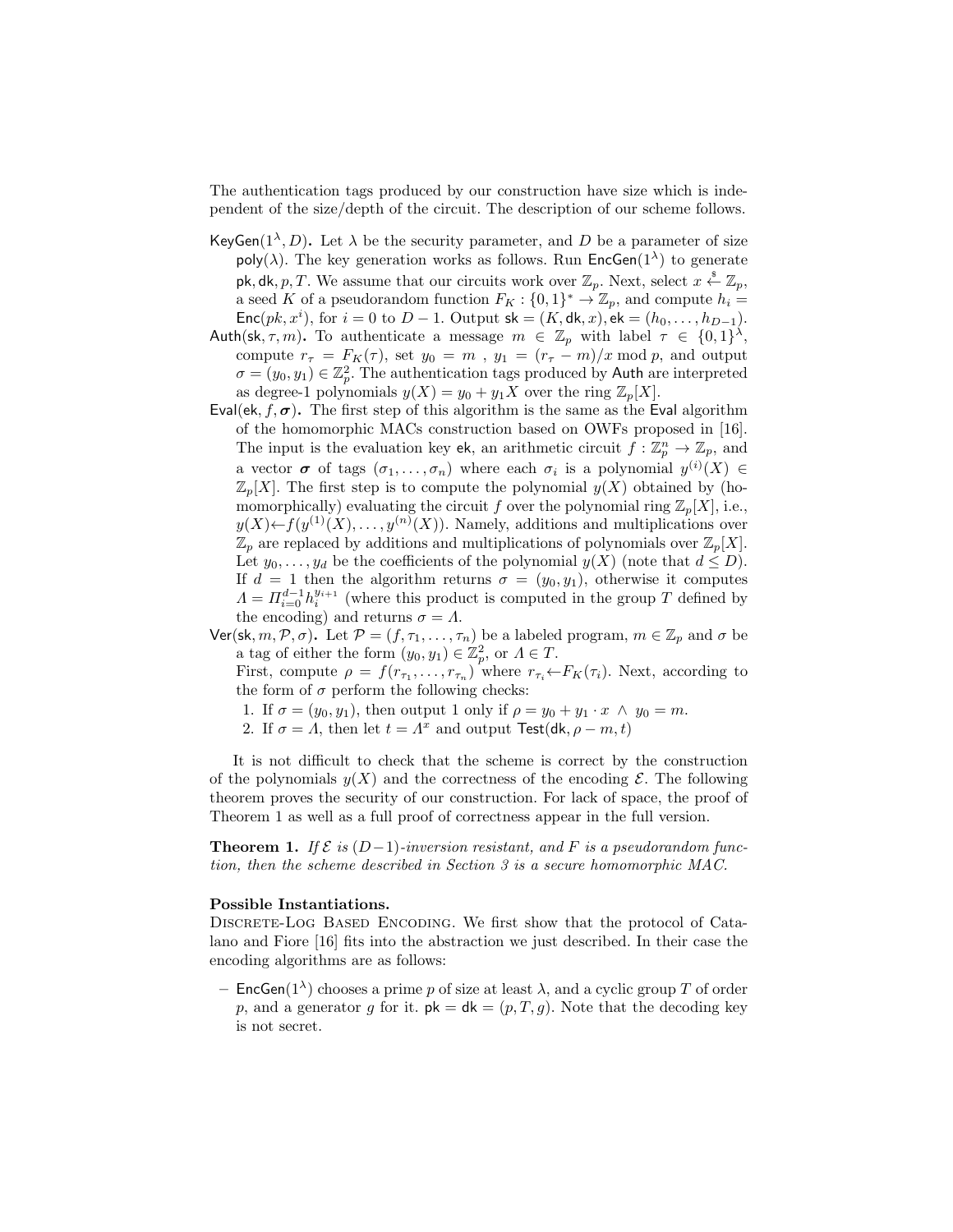The authentication tags produced by our construction have size which is independent of the size/depth of the circuit. The description of our scheme follows.

- $\mathsf{KeyGen}(1^\lambda, D)$**.** Let $\lambda$ be the security parameter, and $D$ be a parameter of size $\mathsf{poly}(\lambda)$. The key generation works as follows. Run $\mathsf{EncGen}(1^\lambda)$ to generate $\mathsf{pk}, \mathsf{dk}, p, T$. We assume that our circuits work over $\mathbb{Z}_p$. Next, select $x \xleftarrow{\$} \mathbb{Z}_p$, a seed $K$ of a pseudorandom function $F_K : \{0,1\}^* \to \mathbb{Z}_p$, and compute $h_i = \mathsf{Enc}(pk, x^i)$, for $i = 0$ to $D-1$. Output $\mathsf{sk} = (K, \mathsf{dk}, x), \mathsf{ek} = (h_0, \ldots, h_{D-1})$.
- $\mathsf{Auth}(\mathsf{sk}, \tau, m)$**.** To authenticate a message $m \in \mathbb{Z}_p$ with label $\tau \in \{0,1\}^\lambda$, compute $r_\tau = F_K(\tau)$, set $y_0 = m$ , $y_1 = (r_\tau - m)/x \bmod p$, and output $\sigma = (y_0, y_1) \in \mathbb{Z}_p^2$. The authentication tags produced by $\mathsf{Auth}$ are interpreted as degree-1 polynomials $y(X) = y_0 + y_1 X$ over the ring $\mathbb{Z}_p[X]$.
- $\mathsf{Eval}(\mathsf{ek}, f, \boldsymbol{\sigma})$**.** The first step of this algorithm is the same as the $\mathsf{Eval}$ algorithm of the homomorphic MACs construction based on OWFs proposed in [16]. The input is the evaluation key $\mathsf{ek}$, an arithmetic circuit $f : \mathbb{Z}_p^n \to \mathbb{Z}_p$, and a vector $\boldsymbol{\sigma}$ of tags $(\sigma_1, \ldots, \sigma_n)$ where each $\sigma_i$ is a polynomial $y^{(i)}(X) \in \mathbb{Z}_p[X]$. The first step is to compute the polynomial $y(X)$ obtained by (homomorphically) evaluating the circuit $f$ over the polynomial ring $\mathbb{Z}_p[X]$, i.e., $y(X) \leftarrow f(y^{(1)}(X), \ldots, y^{(n)}(X))$. Namely, additions and multiplications over $\mathbb{Z}_p$ are replaced by additions and multiplications of polynomials over $\mathbb{Z}_p[X]$. Let $y_0, \ldots, y_d$ be the coefficients of the polynomial $y(X)$ (note that $d \leq D$). If $d = 1$ then the algorithm returns $\sigma = (y_0, y_1)$, otherwise it computes $\Lambda = \Pi_{i=0}^{d-1} h_i^{y_{i+1}}$ (where this product is computed in the group $T$ defined by the encoding) and returns $\sigma = \Lambda$.
- $\mathsf{Ver}(\mathsf{sk}, m, \mathcal{P}, \sigma)$**.** Let $\mathcal{P} = (f, \tau_1, \ldots, \tau_n)$ be a labeled program, $m \in \mathbb{Z}_p$ and $\sigma$ be a tag of either the form $(y_0, y_1) \in \mathbb{Z}_p^2$, or $\Lambda \in T$.
  First, compute $\rho = f(r_{\tau_1}, \ldots, r_{\tau_n})$ where $r_{\tau_i} \leftarrow F_K(\tau_i)$. Next, according to the form of $\sigma$ perform the following checks:
  1. If $\sigma = (y_0, y_1)$, then output 1 only if $\rho = y_0 + y_1 \cdot x \;\wedge\; y_0 = m$.
  2. If $\sigma = \Lambda$, then let $t = \Lambda^x$ and output $\mathsf{Test}(\mathsf{dk}, \rho - m, t)$

It is not difficult to check that the scheme is correct by the construction of the polynomials $y(X)$ and the correctness of the encoding $\mathcal{E}$. The following theorem proves the security of our construction. For lack of space, the proof of Theorem 1 as well as a full proof of correctness appear in the full version.

**Theorem 1.** *If $\mathcal{E}$ is $(D-1)$-inversion resistant, and $F$ is a pseudorandom function, then the scheme described in Section 3 is a secure homomorphic MAC.*

**Possible Instantiations.**

Discrete-Log Based Encoding. We first show that the protocol of Catalano and Fiore [16] fits into the abstraction we just described. In their case the encoding algorithms are as follows:

- $\mathsf{EncGen}(1^\lambda)$ chooses a prime $p$ of size at least $\lambda$, and a cyclic group $T$ of order $p$, and a generator $g$ for it. $\mathsf{pk} = \mathsf{dk} = (p, T, g)$. Note that the decoding key is not secret.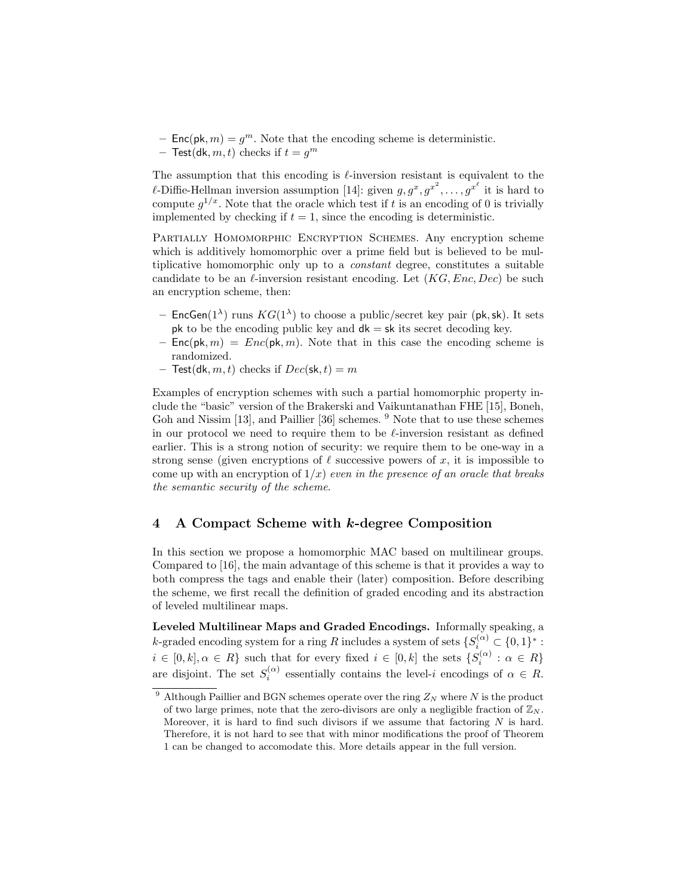- $\mathsf{Enc}(\mathsf{pk}, m) = g^m$. Note that the encoding scheme is deterministic.
- $\mathsf{Test}(\mathsf{dk}, m, t)$ checks if $t = g^m$

The assumption that this encoding is $\ell$-inversion resistant is equivalent to the $\ell$-Diffie-Hellman inversion assumption [14]: given $g, g^x, g^{x^2}, \ldots, g^{x^\ell}$ it is hard to compute $g^{1/x}$. Note that the oracle which test if $t$ is an encoding of 0 is trivially implemented by checking if $t = 1$, since the encoding is deterministic.

Partially Homomorphic Encryption Schemes. Any encryption scheme which is additively homomorphic over a prime field but is believed to be multiplicative homomorphic only up to a *constant* degree, constitutes a suitable candidate to be an $\ell$-inversion resistant encoding. Let $(KG, Enc, Dec)$ be such an encryption scheme, then:

- $\mathsf{EncGen}(1^\lambda)$ runs $KG(1^\lambda)$ to choose a public/secret key pair $(\mathsf{pk}, \mathsf{sk})$. It sets $\mathsf{pk}$ to be the encoding public key and $\mathsf{dk} = \mathsf{sk}$ its secret decoding key.
- $\mathsf{Enc}(\mathsf{pk}, m) = Enc(\mathsf{pk}, m)$. Note that in this case the encoding scheme is randomized.
- $\mathsf{Test}(\mathsf{dk}, m, t)$ checks if $Dec(\mathsf{sk}, t) = m$

Examples of encryption schemes with such a partial homomorphic property include the "basic" version of the Brakerski and Vaikuntanathan FHE [15], Boneh, Goh and Nissim [13], and Paillier [36] schemes. [9] Note that to use these schemes in our protocol we need to require them to be $\ell$-inversion resistant as defined earlier. This is a strong notion of security: we require them to be one-way in a strong sense (given encryptions of $\ell$ successive powers of $x$, it is impossible to come up with an encryption of $1/x$) *even in the presence of an oracle that breaks the semantic security of the scheme*.

## 4 A Compact Scheme with $k$-degree Composition

In this section we propose a homomorphic MAC based on multilinear groups. Compared to [16], the main advantage of this scheme is that it provides a way to both compress the tags and enable their (later) composition. Before describing the scheme, we first recall the definition of graded encoding and its abstraction of leveled multilinear maps.

**Leveled Multilinear Maps and Graded Encodings.** Informally speaking, a $k$-graded encoding system for a ring $R$ includes a system of sets $\{S_i^{(\alpha)} \subset \{0,1\}^* : i \in [0,k], \alpha \in R\}$ such that for every fixed $i \in [0,k]$ the sets $\{S_i^{(\alpha)} : \alpha \in R\}$ are disjoint. The set $S_i^{(\alpha)}$ essentially contains the level-$i$ encodings of $\alpha \in R$.

[9] Although Paillier and BGN schemes operate over the ring $Z_N$ where $N$ is the product of two large primes, note that the zero-divisors are only a negligible fraction of $\mathbb{Z}_N$. Moreover, it is hard to find such divisors if we assume that factoring $N$ is hard. Therefore, it is not hard to see that with minor modifications the proof of Theorem 1 can be changed to accomodate this. More details appear in the full version.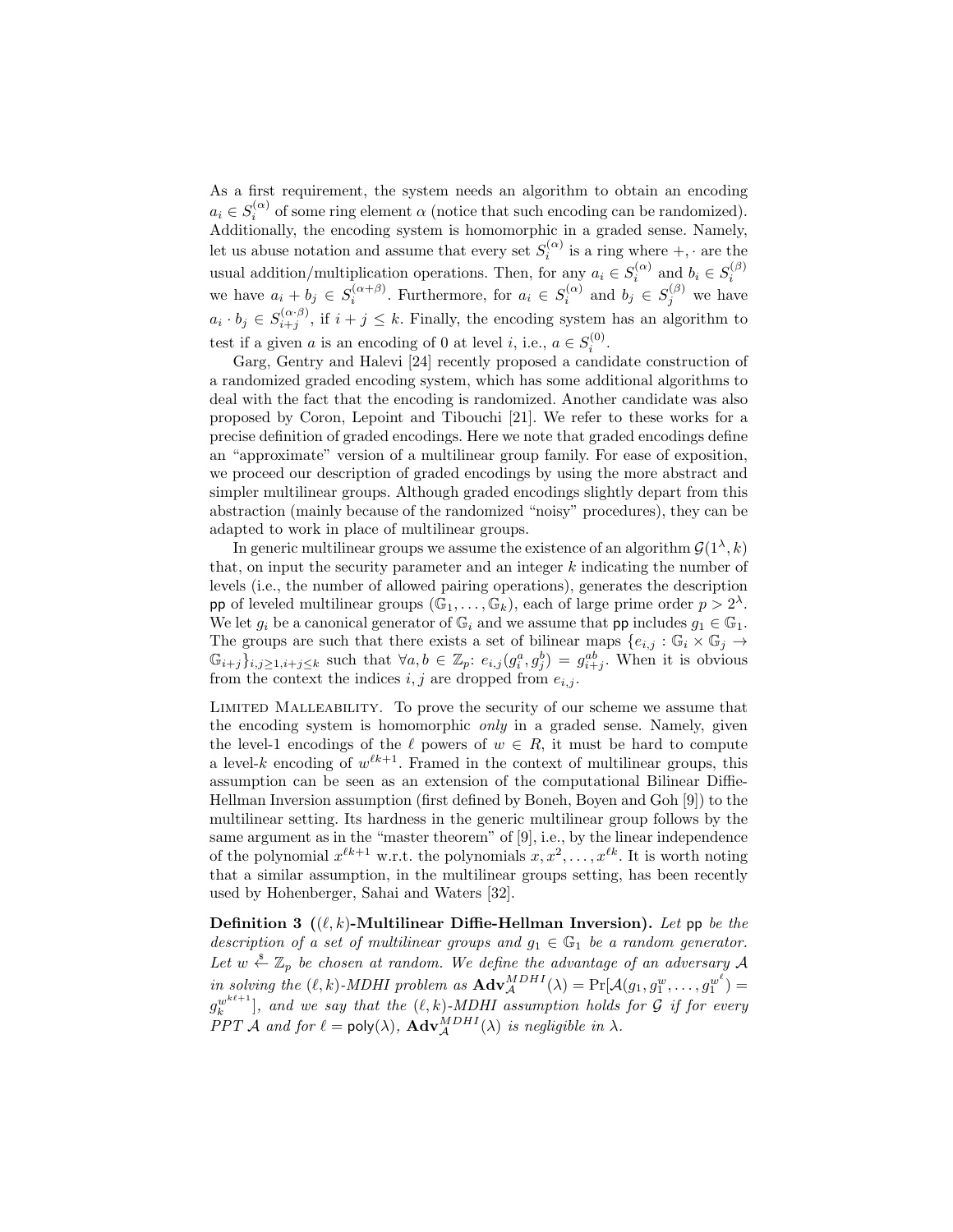As a first requirement, the system needs an algorithm to obtain an encoding $a_i \in S_i^{(\alpha)}$ of some ring element $\alpha$ (notice that such encoding can be randomized). Additionally, the encoding system is homomorphic in a graded sense. Namely, let us abuse notation and assume that every set $S_i^{(\alpha)}$ is a ring where $+, \cdot$ are the usual addition/multiplication operations. Then, for any $a_i \in S_i^{(\alpha)}$ and $b_i \in S_i^{(\beta)}$ we have $a_i + b_j \in S_i^{(\alpha+\beta)}$. Furthermore, for $a_i \in S_i^{(\alpha)}$ and $b_j \in S_j^{(\beta)}$ we have $a_i \cdot b_j \in S_{i+j}^{(\alpha \cdot \beta)}$, if $i + j \leq k$. Finally, the encoding system has an algorithm to test if a given $a$ is an encoding of 0 at level $i$, i.e., $a \in S_i^{(0)}$.

Garg, Gentry and Halevi [24] recently proposed a candidate construction of a randomized graded encoding system, which has some additional algorithms to deal with the fact that the encoding is randomized. Another candidate was also proposed by Coron, Lepoint and Tibouchi [21]. We refer to these works for a precise definition of graded encodings. Here we note that graded encodings define an "approximate" version of a multilinear group family. For ease of exposition, we proceed our description of graded encodings by using the more abstract and simpler multilinear groups. Although graded encodings slightly depart from this abstraction (mainly because of the randomized "noisy" procedures), they can be adapted to work in place of multilinear groups.

In generic multilinear groups we assume the existence of an algorithm $\mathcal{G}(1^\lambda, k)$ that, on input the security parameter and an integer $k$ indicating the number of levels (i.e., the number of allowed pairing operations), generates the description $\mathsf{pp}$ of leveled multilinear groups $(\mathbb{G}_1, \ldots, \mathbb{G}_k)$, each of large prime order $p > 2^\lambda$. We let $g_i$ be a canonical generator of $\mathbb{G}_i$ and we assume that $\mathsf{pp}$ includes $g_1 \in \mathbb{G}_1$. The groups are such that there exists a set of bilinear maps $\{e_{i,j} : \mathbb{G}_i \times \mathbb{G}_j \to \mathbb{G}_{i+j}\}_{i,j \geq 1, i+j \leq k}$ such that $\forall a, b \in \mathbb{Z}_p$: $e_{i,j}(g_i^a, g_j^b) = g_{i+j}^{ab}$. When it is obvious from the context the indices $i, j$ are dropped from $e_{i,j}$.

Limited Malleability. To prove the security of our scheme we assume that the encoding system is homomorphic *only* in a graded sense. Namely, given the level-1 encodings of the $\ell$ powers of $w \in R$, it must be hard to compute a level-$k$ encoding of $w^{\ell k+1}$. Framed in the context of multilinear groups, this assumption can be seen as an extension of the computational Bilinear Diffie-Hellman Inversion assumption (first defined by Boneh, Boyen and Goh [9]) to the multilinear setting. Its hardness in the generic multilinear group follows by the same argument as in the "master theorem" of [9], i.e., by the linear independence of the polynomial $x^{\ell k+1}$ w.r.t. the polynomials $x, x^2, \ldots, x^{\ell k}$. It is worth noting that a similar assumption, in the multilinear groups setting, has been recently used by Hohenberger, Sahai and Waters [32].

**Definition 3 (($\ell, k$)-Multilinear Diffie-Hellman Inversion).** *Let* $\mathsf{pp}$ *be the description of a set of multilinear groups and* $g_1 \in \mathbb{G}_1$ *be a random generator. Let* $w \xleftarrow{\$} \mathbb{Z}_p$ *be chosen at random. We define the advantage of an adversary* $\mathcal{A}$ *in solving the* $(\ell, k)$*-MDHI problem as* $\mathbf{Adv}_{\mathcal{A}}^{MDHI}(\lambda) = \Pr[\mathcal{A}(g_1, g_1^w, \ldots, g_1^{w^\ell}) = g_k^{w^{k\ell+1}}]$*, and we say that the* $(\ell, k)$*-MDHI assumption holds for* $\mathcal{G}$ *if for every PPT* $\mathcal{A}$ *and for* $\ell = \mathsf{poly}(\lambda)$*,* $\mathbf{Adv}_{\mathcal{A}}^{MDHI}(\lambda)$ *is negligible in* $\lambda$*.*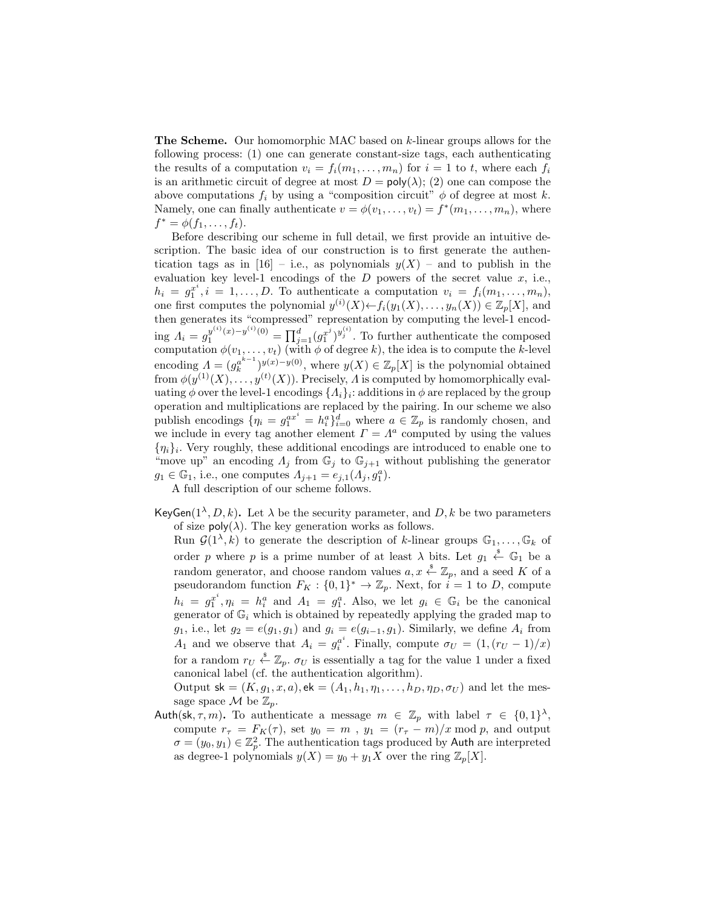**The Scheme.** Our homomorphic MAC based on $k$-linear groups allows for the following process: (1) one can generate constant-size tags, each authenticating the results of a computation $v_i = f_i(m_1, \ldots, m_n)$ for $i = 1$ to $t$, where each $f_i$ is an arithmetic circuit of degree at most $D = \mathsf{poly}(\lambda)$; (2) one can compose the above computations $f_i$ by using a "composition circuit" $\phi$ of degree at most $k$. Namely, one can finally authenticate $v = \phi(v_1, \ldots, v_t) = f^*(m_1, \ldots, m_n)$, where $f^* = \phi(f_1, \ldots, f_t)$.

Before describing our scheme in full detail, we first provide an intuitive description. The basic idea of our construction is to first generate the authentication tags as in [16] – i.e., as polynomials $y(X)$ – and to publish in the evaluation key level-1 encodings of the $D$ powers of the secret value $x$, i.e., $h_i = g_1^{x^i}, i = 1, \ldots, D$. To authenticate a computation $v_i = f_i(m_1, \ldots, m_n)$, one first computes the polynomial $y^{(i)}(X) \leftarrow f_i(y_1(X), \ldots, y_n(X)) \in \mathbb{Z}_p[X]$, and then generates its "compressed" representation by computing the level-1 encoding $\Lambda_i = g_1^{y^{(i)}(x) - y^{(i)}(0)} = \prod_{j=1}^{d} (g_1^{x^j})^{y_j^{(i)}}$. To further authenticate the composed computation $\phi(v_1, \ldots, v_t)$ (with $\phi$ of degree $k$), the idea is to compute the $k$-level encoding $\Lambda = (g_k^{a^{k-1}})^{y(x) - y(0)}$, where $y(X) \in \mathbb{Z}_p[X]$ is the polynomial obtained from $\phi(y^{(1)}(X), \ldots, y^{(t)}(X))$. Precisely, $\Lambda$ is computed by homomorphically evaluating $\phi$ over the level-1 encodings $\{\Lambda_i\}_i$: additions in $\phi$ are replaced by the group operation and multiplications are replaced by the pairing. In our scheme we also publish encodings $\{\eta_i = g_1^{ax^i} = h_i^a\}_{i=0}^{d}$ where $a \in \mathbb{Z}_p$ is randomly chosen, and we include in every tag another element $\Gamma = \Lambda^a$ computed by using the values $\{\eta_i\}_i$. Very roughly, these additional encodings are introduced to enable one to "move up" an encoding $\Lambda_j$ from $\mathbb{G}_j$ to $\mathbb{G}_{j+1}$ without publishing the generator $g_1 \in \mathbb{G}_1$, i.e., one computes $\Lambda_{j+1} = e_{j,1}(\Lambda_j, g_1^a)$.

A full description of our scheme follows.

- $\mathsf{KeyGen}(1^\lambda, D, k)$**.** Let $\lambda$ be the security parameter, and $D, k$ be two parameters of size $\mathsf{poly}(\lambda)$. The key generation works as follows.
  Run $\mathcal{G}(1^\lambda, k)$ to generate the description of $k$-linear groups $\mathbb{G}_1, \ldots, \mathbb{G}_k$ of order $p$ where $p$ is a prime number of at least $\lambda$ bits. Let $g_1 \xleftarrow{\$} \mathbb{G}_1$ be a random generator, and choose random values $a, x \xleftarrow{\$} \mathbb{Z}_p$, and a seed $K$ of a pseudorandom function $F_K : \{0,1\}^* \to \mathbb{Z}_p$. Next, for $i = 1$ to $D$, compute $h_i = g_1^{x^i}, \eta_i = h_i^a$ and $A_1 = g_1^a$. Also, we let $g_i \in \mathbb{G}_i$ be the canonical generator of $\mathbb{G}_i$ which is obtained by repeatedly applying the graded map to $g_1$, i.e., let $g_2 = e(g_1, g_1)$ and $g_i = e(g_{i-1}, g_1)$. Similarly, we define $A_i$ from $A_1$ and we observe that $A_i = g_i^{a^i}$. Finally, compute $\sigma_U = (1, (r_U - 1)/x)$ for a random $r_U \xleftarrow{\$} \mathbb{Z}_p$. $\sigma_U$ is essentially a tag for the value 1 under a fixed canonical label (cf. the authentication algorithm).
  Output $\mathsf{sk} = (K, g_1, x, a), \mathsf{ek} = (A_1, h_1, \eta_1, \ldots, h_D, \eta_D, \sigma_U)$ and let the message space $\mathcal{M}$ be $\mathbb{Z}_p$.
- $\mathsf{Auth}(\mathsf{sk}, \tau, m)$**.** To authenticate a message $m \in \mathbb{Z}_p$ with label $\tau \in \{0,1\}^\lambda$, compute $r_\tau = F_K(\tau)$, set $y_0 = m$ , $y_1 = (r_\tau - m)/x \bmod p$, and output $\sigma = (y_0, y_1) \in \mathbb{Z}_p^2$. The authentication tags produced by $\mathsf{Auth}$ are interpreted as degree-1 polynomials $y(X) = y_0 + y_1 X$ over the ring $\mathbb{Z}_p[X]$.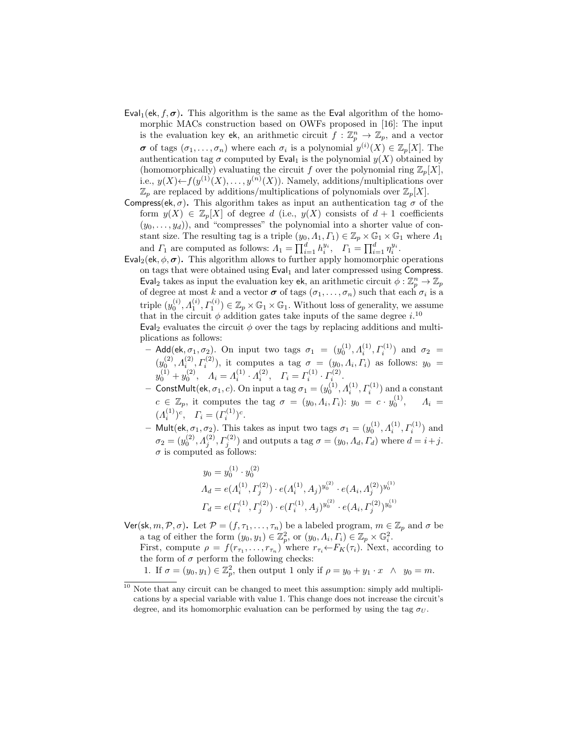- $\mathsf{Eval}_1(\mathsf{ek}, f, \boldsymbol{\sigma})$**.** This algorithm is the same as the $\mathsf{Eval}$ algorithm of the homomorphic MACs construction based on OWFs proposed in [16]: The input is the evaluation key $\mathsf{ek}$, an arithmetic circuit $f : \mathbb{Z}_p^n \to \mathbb{Z}_p$, and a vector $\boldsymbol{\sigma}$ of tags $(\sigma_1, \dots, \sigma_n)$ where each $\sigma_i$ is a polynomial $y^{(i)}(X) \in \mathbb{Z}_p[X]$. The authentication tag $\sigma$ computed by $\mathsf{Eval}_1$ is the polynomial $y(X)$ obtained by (homomorphically) evaluating the circuit $f$ over the polynomial ring $\mathbb{Z}_p[X]$, i.e., $y(X) \leftarrow f(y^{(1)}(X), \dots, y^{(n)}(X))$. Namely, additions/multiplications over $\mathbb{Z}_p$ are replaced by additions/multiplications of polynomials over $\mathbb{Z}_p[X]$.
- $\mathsf{Compress}(\mathsf{ek}, \sigma)$**.** This algorithm takes as input an authentication tag $\sigma$ of the form $y(X) \in \mathbb{Z}_p[X]$ of degree $d$ (i.e., $y(X)$ consists of $d+1$ coefficients $(y_0, \dots, y_d)$), and "compresses" the polynomial into a shorter value of constant size. The resulting tag is a triple $(y_0, \Lambda_1, \Gamma_1) \in \mathbb{Z}_p \times \mathbb{G}_1 \times \mathbb{G}_1$ where $\Lambda_1$ and $\Gamma_1$ are computed as follows: $\Lambda_1 = \prod_{i=1}^{d} h_i^{y_i}$, $\quad \Gamma_1 = \prod_{i=1}^{d} \eta_i^{y_i}$.
- $\mathsf{Eval}_2(\mathsf{ek}, \phi, \boldsymbol{\sigma})$**.** This algorithm allows to further apply homomorphic operations on tags that were obtained using $\mathsf{Eval}_1$ and later compressed using $\mathsf{Compress}$. $\mathsf{Eval}_2$ takes as input the evaluation key $\mathsf{ek}$, an arithmetic circuit $\phi : \mathbb{Z}_p^n \to \mathbb{Z}_p$ of degree at most $k$ and a vector $\boldsymbol{\sigma}$ of tags $(\sigma_1, \dots, \sigma_n)$ such that each $\sigma_i$ is a triple $(y_0^{(i)}, \Lambda_1^{(i)}, \Gamma_1^{(i)}) \in \mathbb{Z}_p \times \mathbb{G}_1 \times \mathbb{G}_1$. Without loss of generality, we assume that in the circuit $\phi$ addition gates take inputs of the same degree $i$.[10]
  $\mathsf{Eval}_2$ evaluates the circuit $\phi$ over the tags by replacing additions and multiplications as follows:
  - $\mathsf{Add}(\mathsf{ek}, \sigma_1, \sigma_2)$. On input two tags $\sigma_1 = (y_0^{(1)}, \Lambda_i^{(1)}, \Gamma_i^{(1)})$ and $\sigma_2 = (y_0^{(2)}, \Lambda_i^{(2)}, \Gamma_i^{(2)})$, it computes a tag $\sigma = (y_0, \Lambda_i, \Gamma_i)$ as follows: $y_0 = y_0^{(1)} + y_0^{(2)}$, $\quad \Lambda_i = \Lambda_i^{(1)} \cdot \Lambda_i^{(2)}$, $\quad \Gamma_i = \Gamma_i^{(1)} \cdot \Gamma_i^{(2)}$.
  - $\mathsf{ConstMult}(\mathsf{ek}, \sigma_1, c)$. On input a tag $\sigma_1 = (y_0^{(1)}, \Lambda_i^{(1)}, \Gamma_i^{(1)})$ and a constant $c \in \mathbb{Z}_p$, it computes the tag $\sigma = (y_0, \Lambda_i, \Gamma_i)$: $y_0 = c \cdot y_0^{(1)}$, $\quad \Lambda_i = (\Lambda_i^{(1)})^c$, $\quad \Gamma_i = (\Gamma_i^{(1)})^c$.
  - $\mathsf{Mult}(\mathsf{ek}, \sigma_1, \sigma_2)$. This takes as input two tags $\sigma_1 = (y_0^{(1)}, \Lambda_i^{(1)}, \Gamma_i^{(1)})$ and $\sigma_2 = (y_0^{(2)}, \Lambda_j^{(2)}, \Gamma_j^{(2)})$ and outputs a tag $\sigma = (y_0, \Lambda_d, \Gamma_d)$ where $d = i + j$. $\sigma$ is computed as follows:

$$
\begin{aligned}
y_0 &= y_0^{(1)} \cdot y_0^{(2)} \\
\Lambda_d &= e(\Lambda_i^{(1)}, \Gamma_j^{(2)}) \cdot e(\Lambda_i^{(1)}, \Lambda_j)^{y_0^{(2)}} \cdot e(\Lambda_i, \Lambda_j^{(2)})^{y_0^{(1)}} \\
\Gamma_d &= e(\Gamma_i^{(1)}, \Gamma_j^{(2)}) \cdot e(\Gamma_i^{(1)}, \Lambda_j)^{y_0^{(2)}} \cdot e(\Lambda_i, \Gamma_j^{(2)})^{y_0^{(1)}}
\end{aligned}
$$

- $\mathsf{Ver}(\mathsf{sk}, m, \mathcal{P}, \sigma)$**.** Let $\mathcal{P} = (f, \tau_1, \dots, \tau_n)$ be a labeled program, $m \in \mathbb{Z}_p$ and $\sigma$ be a tag of either the form $(y_0, y_1) \in \mathbb{Z}_p^2$, or $(y_0, \Lambda_i, \Gamma_i) \in \mathbb{Z}_p \times \mathbb{G}_i^2$.
  First, compute $\rho = f(r_{\tau_1}, \dots, r_{\tau_n})$ where $r_{\tau_i} \leftarrow F_K(\tau_i)$. Next, according to the form of $\sigma$ perform the following checks:
  1. If $\sigma = (y_0, y_1) \in \mathbb{Z}_p^2$, then output 1 only if $\rho = y_0 + y_1 \cdot x \ \wedge \ y_0 = m$.

[10] Note that any circuit can be changed to meet this assumption: simply add multiplications by a special variable with value 1. This change does not increase the circuit's degree, and its homomorphic evaluation can be performed by using the tag $\sigma_U$.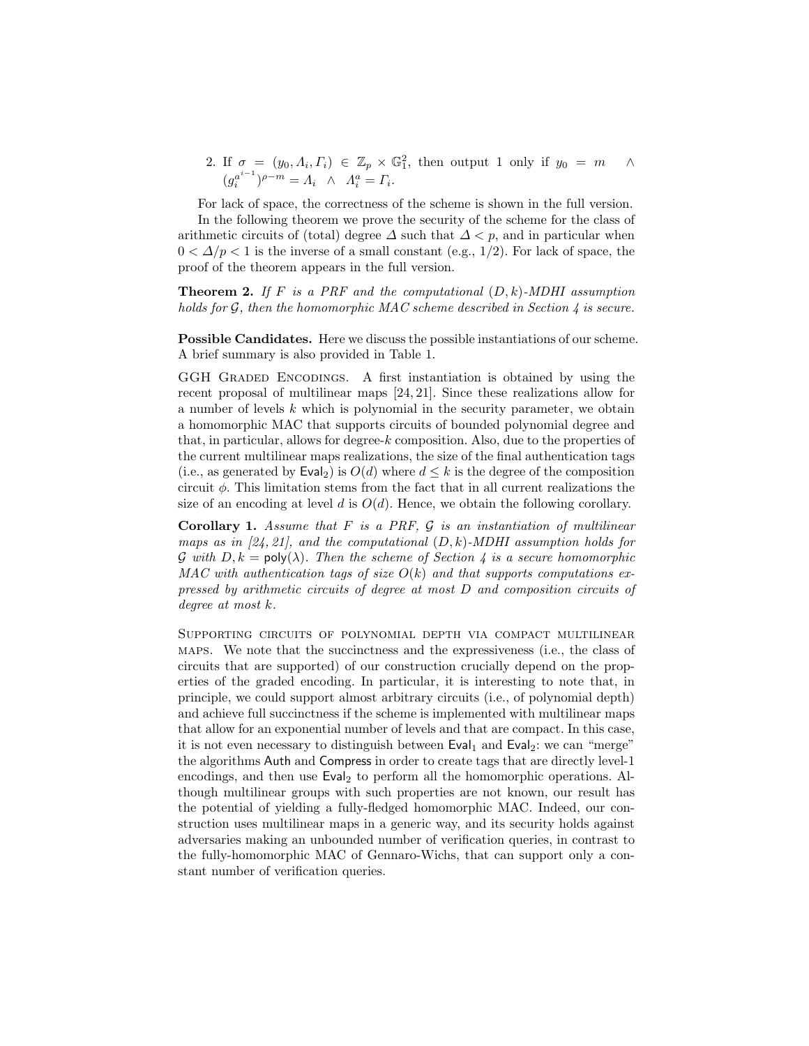2. If $\sigma = (y_0, \Lambda_i, \Gamma_i) \in \mathbb{Z}_p \times \mathbb{G}_1^2$, then output 1 only if $y_0 = m \quad \wedge \quad (g_i^{a^{i-1}})^{\rho - m} = \Lambda_i \;\; \wedge \;\; \Lambda_i^a = \Gamma_i$.

For lack of space, the correctness of the scheme is shown in the full version.

In the following theorem we prove the security of the scheme for the class of arithmetic circuits of (total) degree $\Delta$ such that $\Delta < p$, and in particular when $0 < \Delta/p < 1$ is the inverse of a small constant (e.g., 1/2). For lack of space, the proof of the theorem appears in the full version.

**Theorem 2.** *If $F$ is a PRF and the computational $(D, k)$-MDHI assumption holds for $\mathcal{G}$, then the homomorphic MAC scheme described in Section 4 is secure.*

**Possible Candidates.** Here we discuss the possible instantiations of our scheme. A brief summary is also provided in Table 1.

GGH Graded Encodings. A first instantiation is obtained by using the recent proposal of multilinear maps [24, 21]. Since these realizations allow for a number of levels $k$ which is polynomial in the security parameter, we obtain a homomorphic MAC that supports circuits of bounded polynomial degree and that, in particular, allows for degree-$k$ composition. Also, due to the properties of the current multilinear maps realizations, the size of the final authentication tags (i.e., as generated by $\mathsf{Eval}_2$) is $O(d)$ where $d \leq k$ is the degree of the composition circuit $\phi$. This limitation stems from the fact that in all current realizations the size of an encoding at level $d$ is $O(d)$. Hence, we obtain the following corollary.

**Corollary 1.** *Assume that $F$ is a PRF, $\mathcal{G}$ is an instantiation of multilinear maps as in [24, 21], and the computational $(D, k)$-MDHI assumption holds for $\mathcal{G}$ with $D, k = \mathsf{poly}(\lambda)$. Then the scheme of Section 4 is a secure homomorphic MAC with authentication tags of size $O(k)$ and that supports computations expressed by arithmetic circuits of degree at most $D$ and composition circuits of degree at most $k$.*

Supporting circuits of polynomial depth via compact multilinear maps. We note that the succinctness and the expressiveness (i.e., the class of circuits that are supported) of our construction crucially depend on the properties of the graded encoding. In particular, it is interesting to note that, in principle, we could support almost arbitrary circuits (i.e., of polynomial depth) and achieve full succinctness if the scheme is implemented with multilinear maps that allow for an exponential number of levels and that are compact. In this case, it is not even necessary to distinguish between $\mathsf{Eval}_1$ and $\mathsf{Eval}_2$: we can "merge" the algorithms $\mathsf{Auth}$ and $\mathsf{Compress}$ in order to create tags that are directly level-1 encodings, and then use $\mathsf{Eval}_2$ to perform all the homomorphic operations. Although multilinear groups with such properties are not known, our result has the potential of yielding a fully-fledged homomorphic MAC. Indeed, our construction uses multilinear maps in a generic way, and its security holds against adversaries making an unbounded number of verification queries, in contrast to the fully-homomorphic MAC of Gennaro-Wichs, that can support only a constant number of verification queries.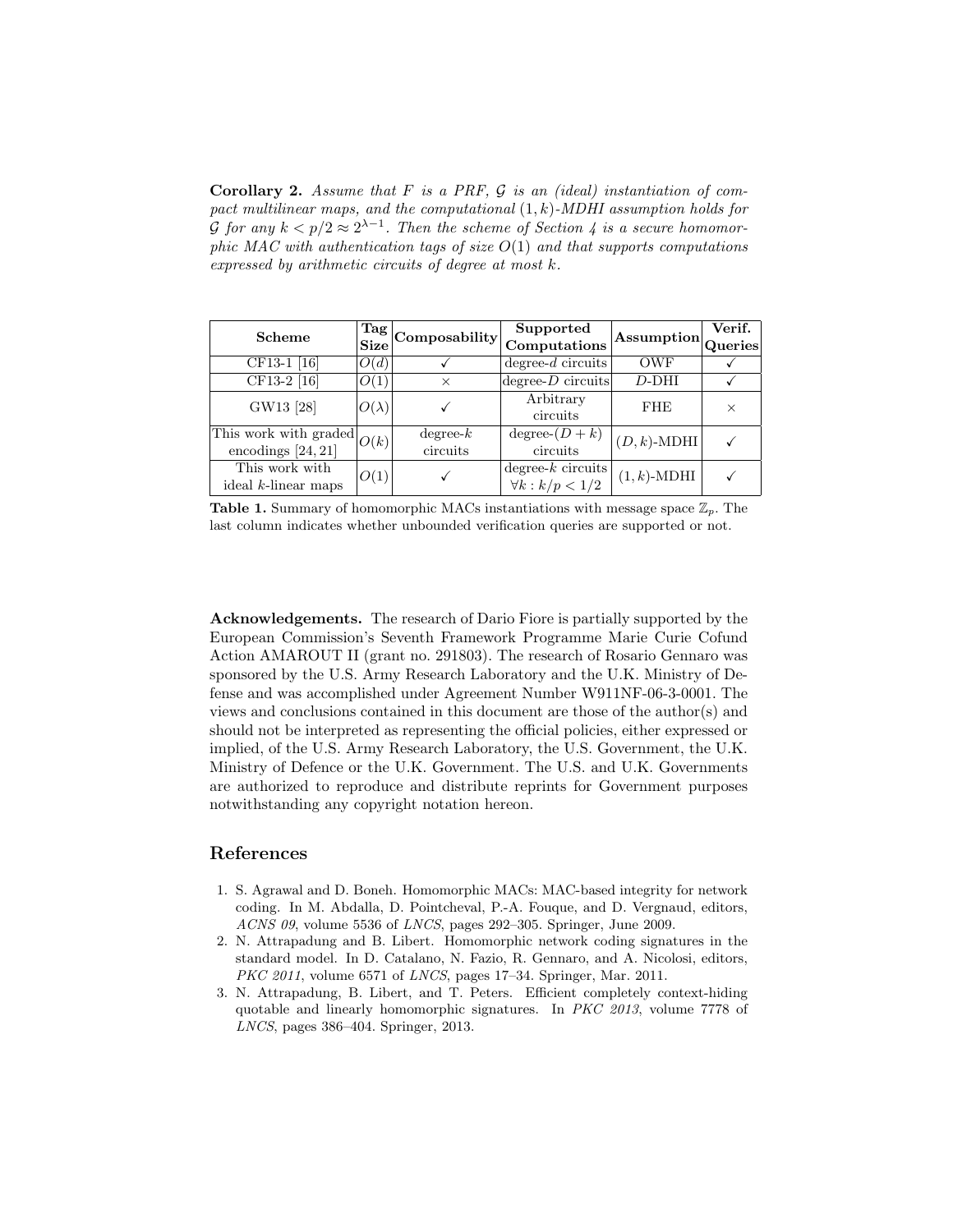**Corollary 2.** *Assume that $F$ is a PRF, $\mathcal{G}$ is an (ideal) instantiation of compact multilinear maps, and the computational $(1,k)$-MDHI assumption holds for $\mathcal{G}$ for any $k < p/2 \approx 2^{\lambda-1}$. Then the scheme of Section 4 is a secure homomorphic MAC with authentication tags of size $O(1)$ and that supports computations expressed by arithmetic circuits of degree at most $k$.*

| Scheme | Tag Size | Composability | Supported Computations | Assumption | Verif. Queries |
|---|---|---|---|---|---|
| CF13-1 [16] | $O(d)$ | ✓ | degree-$d$ circuits | OWF | ✓ |
| CF13-2 [16] | $O(1)$ | × | degree-$D$ circuits | $D$-DHI | ✓ |
| GW13 [28] | $O(\lambda)$ | ✓ | Arbitrary circuits | FHE | × |
| This work with graded encodings [24, 21] | $O(k)$ | degree-$k$ circuits | degree-$(D+k)$ circuits | $(D,k)$-MDHI | ✓ |
| This work with ideal $k$-linear maps | $O(1)$ | ✓ | degree-$k$ circuits $\forall k : k/p < 1/2$ | $(1,k)$-MDHI | ✓ |

**Table 1.** Summary of homomorphic MACs instantiations with message space $\mathbb{Z}_p$. The last column indicates whether unbounded verification queries are supported or not.

**Acknowledgements.** The research of Dario Fiore is partially supported by the European Commission's Seventh Framework Programme Marie Curie Cofund Action AMAROUT II (grant no. 291803). The research of Rosario Gennaro was sponsored by the U.S. Army Research Laboratory and the U.K. Ministry of Defense and was accomplished under Agreement Number W911NF-06-3-0001. The views and conclusions contained in this document are those of the author(s) and should not be interpreted as representing the official policies, either expressed or implied, of the U.S. Army Research Laboratory, the U.S. Government, the U.K. Ministry of Defence or the U.K. Government. The U.S. and U.K. Governments are authorized to reproduce and distribute reprints for Government purposes notwithstanding any copyright notation hereon.

## References

1. S. Agrawal and D. Boneh. Homomorphic MACs: MAC-based integrity for network coding. In M. Abdalla, D. Pointcheval, P.-A. Fouque, and D. Vergnaud, editors, *ACNS 09*, volume 5536 of *LNCS*, pages 292–305. Springer, June 2009.
2. N. Attrapadung and B. Libert. Homomorphic network coding signatures in the standard model. In D. Catalano, N. Fazio, R. Gennaro, and A. Nicolosi, editors, *PKC 2011*, volume 6571 of *LNCS*, pages 17–34. Springer, Mar. 2011.
3. N. Attrapadung, B. Libert, and T. Peters. Efficient completely context-hiding quotable and linearly homomorphic signatures. In *PKC 2013*, volume 7778 of *LNCS*, pages 386–404. Springer, 2013.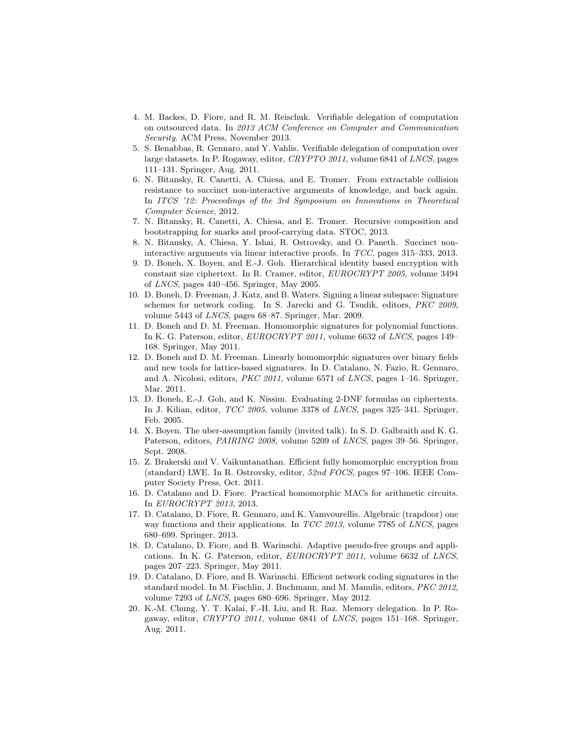4. M. Backes, D. Fiore, and R. M. Reischuk. Verifiable delegation of computation on outsourced data. In *2013 ACM Conference on Computer and Communication Security*. ACM Press, November 2013.
5. S. Benabbas, R. Gennaro, and Y. Vahlis. Verifiable delegation of computation over large datasets. In P. Rogaway, editor, *CRYPTO 2011*, volume 6841 of *LNCS*, pages 111–131. Springer, Aug. 2011.
6. N. Bitansky, R. Canetti, A. Chiesa, and E. Tromer. From extractable collision resistance to succinct non-interactive arguments of knowledge, and back again. In *ITCS '12: Proceedings of the 3rd Symposium on Innovations in Theoretical Computer Science*, 2012.
7. N. Bitansky, R. Canetti, A. Chiesa, and E. Tromer. Recursive composition and bootstrapping for snarks and proof-carrying data. STOC, 2013.
8. N. Bitansky, A. Chiesa, Y. Ishai, R. Ostrovsky, and O. Paneth. Succinct non-interactive arguments via linear interactive proofs. In *TCC*, pages 315–333, 2013.
9. D. Boneh, X. Boyen, and E.-J. Goh. Hierarchical identity based encryption with constant size ciphertext. In R. Cramer, editor, *EUROCRYPT 2005*, volume 3494 of *LNCS*, pages 440–456. Springer, May 2005.
10. D. Boneh, D. Freeman, J. Katz, and B. Waters. Signing a linear subspace: Signature schemes for network coding. In S. Jarecki and G. Tsudik, editors, *PKC 2009*, volume 5443 of *LNCS*, pages 68–87. Springer, Mar. 2009.
11. D. Boneh and D. M. Freeman. Homomorphic signatures for polynomial functions. In K. G. Paterson, editor, *EUROCRYPT 2011*, volume 6632 of *LNCS*, pages 149–168. Springer, May 2011.
12. D. Boneh and D. M. Freeman. Linearly homomorphic signatures over binary fields and new tools for lattice-based signatures. In D. Catalano, N. Fazio, R. Gennaro, and A. Nicolosi, editors, *PKC 2011*, volume 6571 of *LNCS*, pages 1–16. Springer, Mar. 2011.
13. D. Boneh, E.-J. Goh, and K. Nissim. Evaluating 2-DNF formulas on ciphertexts. In J. Kilian, editor, *TCC 2005*, volume 3378 of *LNCS*, pages 325–341. Springer, Feb. 2005.
14. X. Boyen. The uber-assumption family (invited talk). In S. D. Galbraith and K. G. Paterson, editors, *PAIRING 2008*, volume 5209 of *LNCS*, pages 39–56. Springer, Sept. 2008.
15. Z. Brakerski and V. Vaikuntanathan. Efficient fully homomorphic encryption from (standard) LWE. In R. Ostrovsky, editor, *52nd FOCS*, pages 97–106. IEEE Computer Society Press, Oct. 2011.
16. D. Catalano and D. Fiore. Practical homomorphic MACs for arithmetic circuits. In *EUROCRYPT 2013*, 2013.
17. D. Catalano, D. Fiore, R. Gennaro, and K. Vamvourellis. Algebraic (trapdoor) one way functions and their applications. In *TCC 2013*, volume 7785 of *LNCS*, pages 680–699. Springer, 2013.
18. D. Catalano, D. Fiore, and B. Warinschi. Adaptive pseudo-free groups and applications. In K. G. Paterson, editor, *EUROCRYPT 2011*, volume 6632 of *LNCS*, pages 207–223. Springer, May 2011.
19. D. Catalano, D. Fiore, and B. Warinschi. Efficient network coding signatures in the standard model. In M. Fischlin, J. Buchmann, and M. Manulis, editors, *PKC 2012*, volume 7293 of *LNCS*, pages 680–696. Springer, May 2012.
20. K.-M. Chung, Y. T. Kalai, F.-H. Liu, and R. Raz. Memory delegation. In P. Rogaway, editor, *CRYPTO 2011*, volume 6841 of *LNCS*, pages 151–168. Springer, Aug. 2011.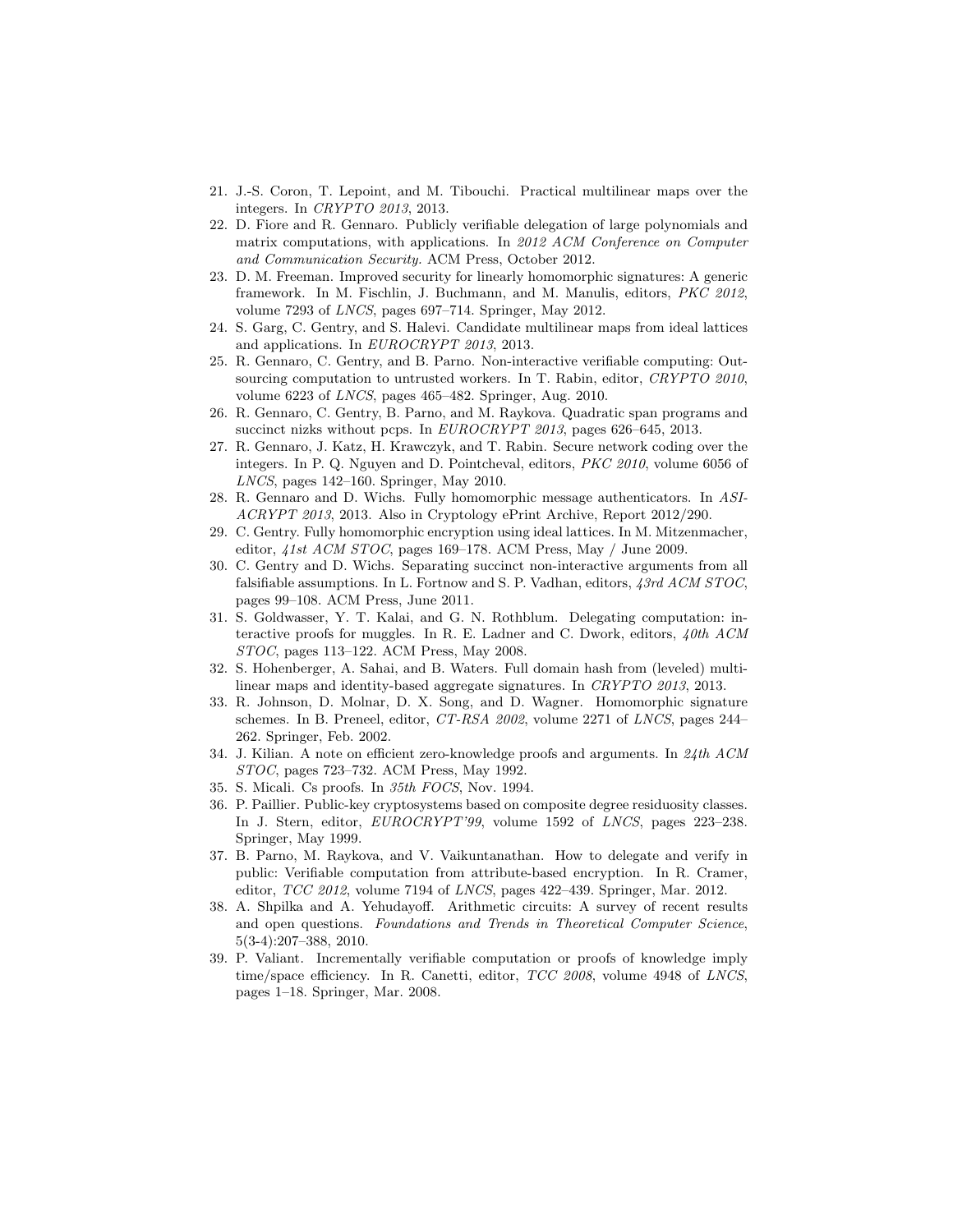21. J.-S. Coron, T. Lepoint, and M. Tibouchi. Practical multilinear maps over the integers. In *CRYPTO 2013*, 2013.
22. D. Fiore and R. Gennaro. Publicly verifiable delegation of large polynomials and matrix computations, with applications. In *2012 ACM Conference on Computer and Communication Security.* ACM Press, October 2012.
23. D. M. Freeman. Improved security for linearly homomorphic signatures: A generic framework. In M. Fischlin, J. Buchmann, and M. Manulis, editors, *PKC 2012*, volume 7293 of *LNCS*, pages 697–714. Springer, May 2012.
24. S. Garg, C. Gentry, and S. Halevi. Candidate multilinear maps from ideal lattices and applications. In *EUROCRYPT 2013*, 2013.
25. R. Gennaro, C. Gentry, and B. Parno. Non-interactive verifiable computing: Outsourcing computation to untrusted workers. In T. Rabin, editor, *CRYPTO 2010*, volume 6223 of *LNCS*, pages 465–482. Springer, Aug. 2010.
26. R. Gennaro, C. Gentry, B. Parno, and M. Raykova. Quadratic span programs and succinct nizks without pcps. In *EUROCRYPT 2013*, pages 626–645, 2013.
27. R. Gennaro, J. Katz, H. Krawczyk, and T. Rabin. Secure network coding over the integers. In P. Q. Nguyen and D. Pointcheval, editors, *PKC 2010*, volume 6056 of *LNCS*, pages 142–160. Springer, May 2010.
28. R. Gennaro and D. Wichs. Fully homomorphic message authenticators. In *ASIACRYPT 2013*, 2013. Also in Cryptology ePrint Archive, Report 2012/290.
29. C. Gentry. Fully homomorphic encryption using ideal lattices. In M. Mitzenmacher, editor, *41st ACM STOC*, pages 169–178. ACM Press, May / June 2009.
30. C. Gentry and D. Wichs. Separating succinct non-interactive arguments from all falsifiable assumptions. In L. Fortnow and S. P. Vadhan, editors, *43rd ACM STOC*, pages 99–108. ACM Press, June 2011.
31. S. Goldwasser, Y. T. Kalai, and G. N. Rothblum. Delegating computation: interactive proofs for muggles. In R. E. Ladner and C. Dwork, editors, *40th ACM STOC*, pages 113–122. ACM Press, May 2008.
32. S. Hohenberger, A. Sahai, and B. Waters. Full domain hash from (leveled) multilinear maps and identity-based aggregate signatures. In *CRYPTO 2013*, 2013.
33. R. Johnson, D. Molnar, D. X. Song, and D. Wagner. Homomorphic signature schemes. In B. Preneel, editor, *CT-RSA 2002*, volume 2271 of *LNCS*, pages 244–262. Springer, Feb. 2002.
34. J. Kilian. A note on efficient zero-knowledge proofs and arguments. In *24th ACM STOC*, pages 723–732. ACM Press, May 1992.
35. S. Micali. Cs proofs. In *35th FOCS*, Nov. 1994.
36. P. Paillier. Public-key cryptosystems based on composite degree residuosity classes. In J. Stern, editor, *EUROCRYPT'99*, volume 1592 of *LNCS*, pages 223–238. Springer, May 1999.
37. B. Parno, M. Raykova, and V. Vaikuntanathan. How to delegate and verify in public: Verifiable computation from attribute-based encryption. In R. Cramer, editor, *TCC 2012*, volume 7194 of *LNCS*, pages 422–439. Springer, Mar. 2012.
38. A. Shpilka and A. Yehudayoff. Arithmetic circuits: A survey of recent results and open questions. *Foundations and Trends in Theoretical Computer Science*, 5(3-4):207–388, 2010.
39. P. Valiant. Incrementally verifiable computation or proofs of knowledge imply time/space efficiency. In R. Canetti, editor, *TCC 2008*, volume 4948 of *LNCS*, pages 1–18. Springer, Mar. 2008.